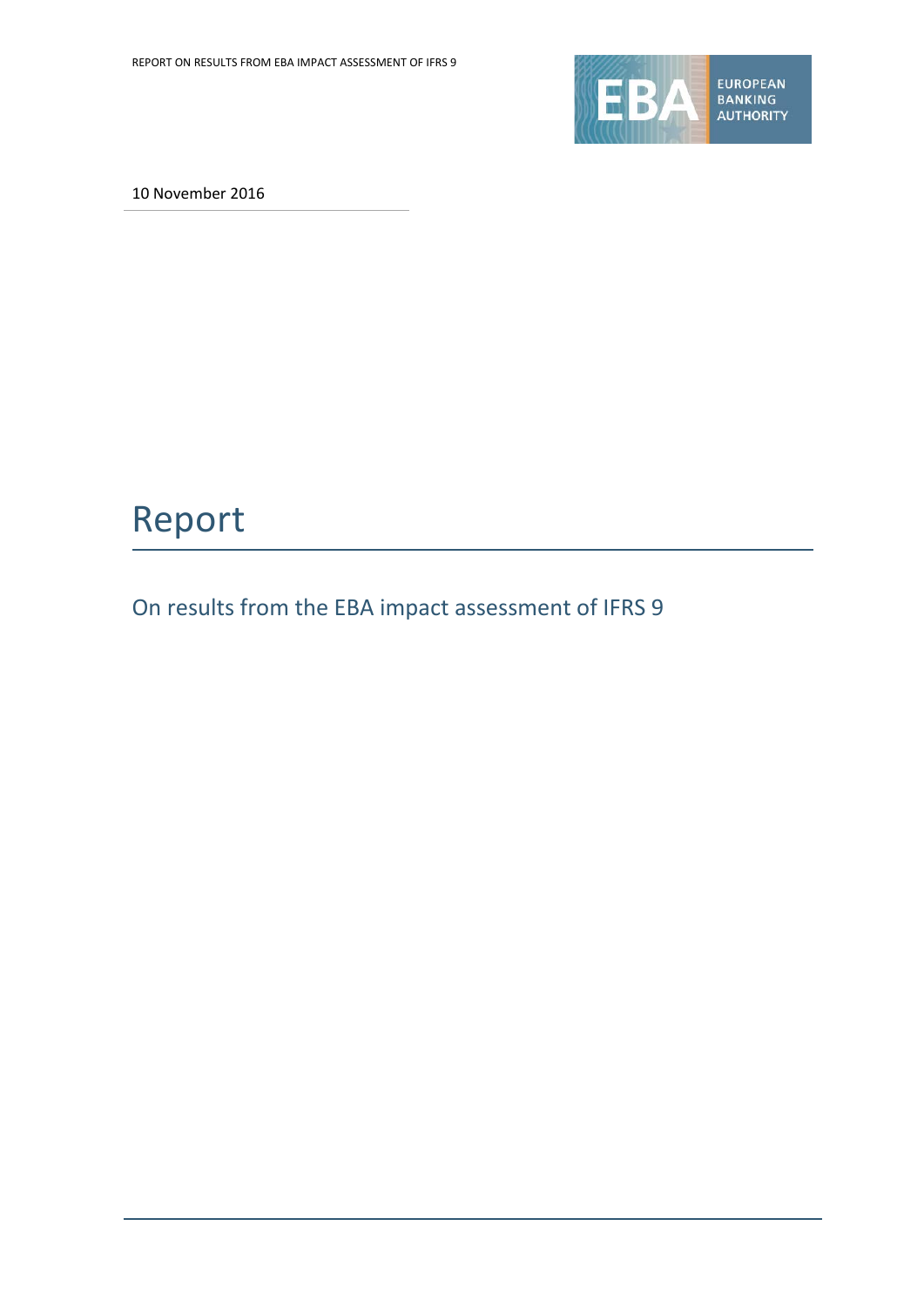10 November 2016

# Report

## On results from the EBA impact assessment of IFRS 9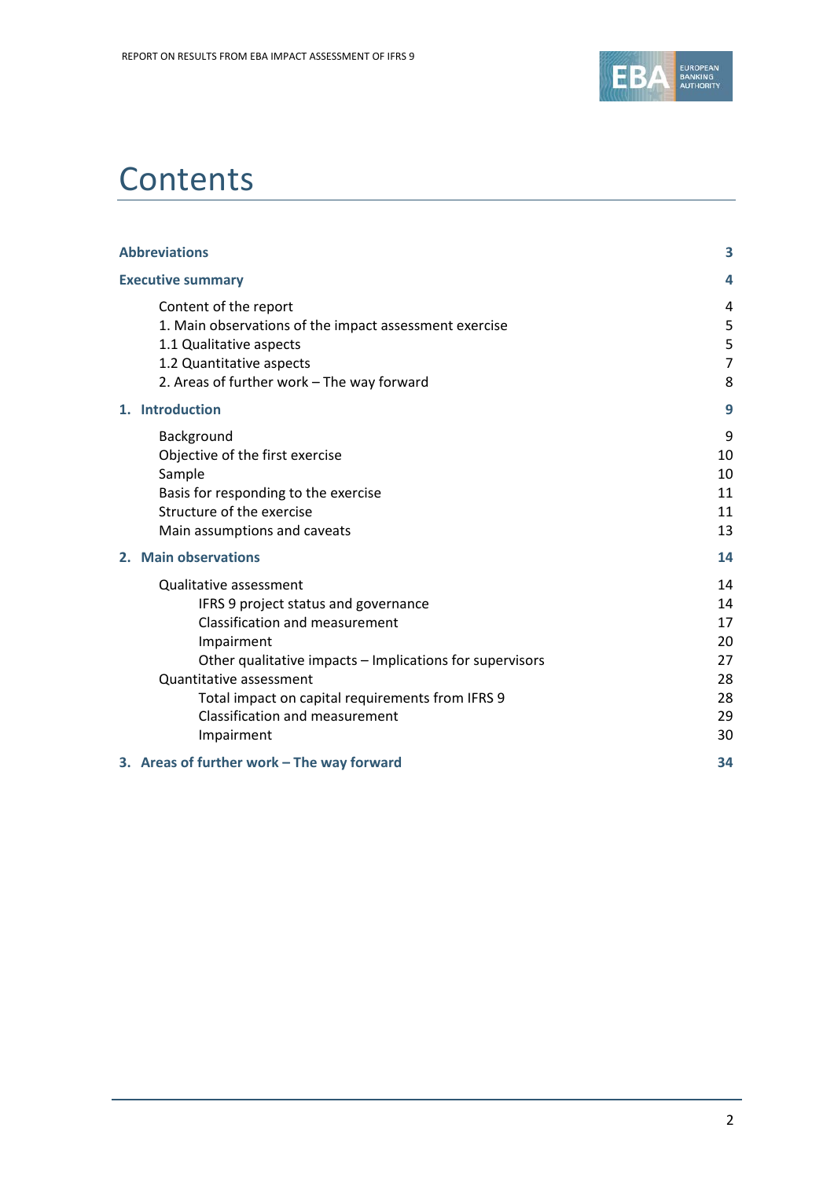# Contents

| | |
|---|---|
| **Abbreviations** | **3** |
| **Executive summary** | **4** |
| Content of the report | 4 |
| 1. Main observations of the impact assessment exercise | 5 |
| 1.1 Qualitative aspects | 5 |
| 1.2 Quantitative aspects | 7 |
| 2. Areas of further work – The way forward | 8 |
| **1. Introduction** | **9** |
| Background | 9 |
| Objective of the first exercise | 10 |
| Sample | 10 |
| Basis for responding to the exercise | 11 |
| Structure of the exercise | 11 |
| Main assumptions and caveats | 13 |
| **2. Main observations** | **14** |
| Qualitative assessment | 14 |
| IFRS 9 project status and governance | 14 |
| Classification and measurement | 17 |
| Impairment | 20 |
| Other qualitative impacts – Implications for supervisors | 27 |
| Quantitative assessment | 28 |
| Total impact on capital requirements from IFRS 9 | 28 |
| Classification and measurement | 29 |
| Impairment | 30 |
| **3. Areas of further work – The way forward** | **34** |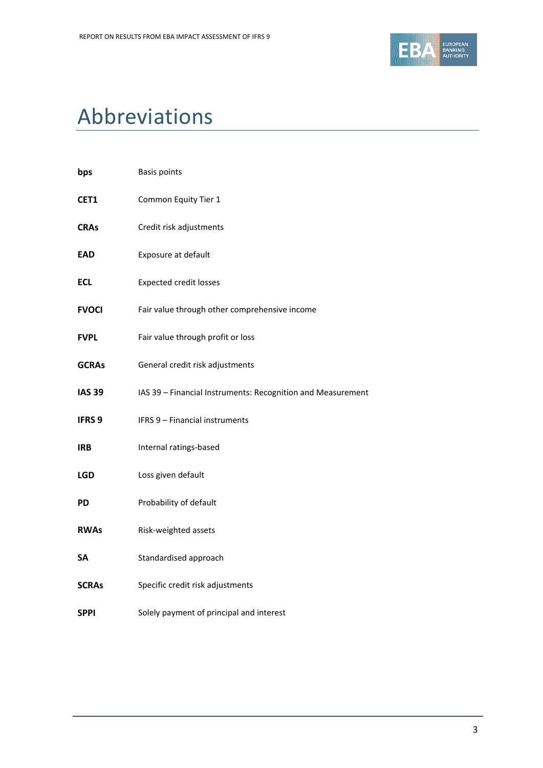# Abbreviations

| | |
|---|---|
| **bps** | Basis points |
| **CET1** | Common Equity Tier 1 |
| **CRAs** | Credit risk adjustments |
| **EAD** | Exposure at default |
| **ECL** | Expected credit losses |
| **FVOCI** | Fair value through other comprehensive income |
| **FVPL** | Fair value through profit or loss |
| **GCRAs** | General credit risk adjustments |
| **IAS 39** | IAS 39 – Financial Instruments: Recognition and Measurement |
| **IFRS 9** | IFRS 9 – Financial instruments |
| **IRB** | Internal ratings-based |
| **LGD** | Loss given default |
| **PD** | Probability of default |
| **RWAs** | Risk-weighted assets |
| **SA** | Standardised approach |
| **SCRAs** | Specific credit risk adjustments |
| **SPPI** | Solely payment of principal and interest |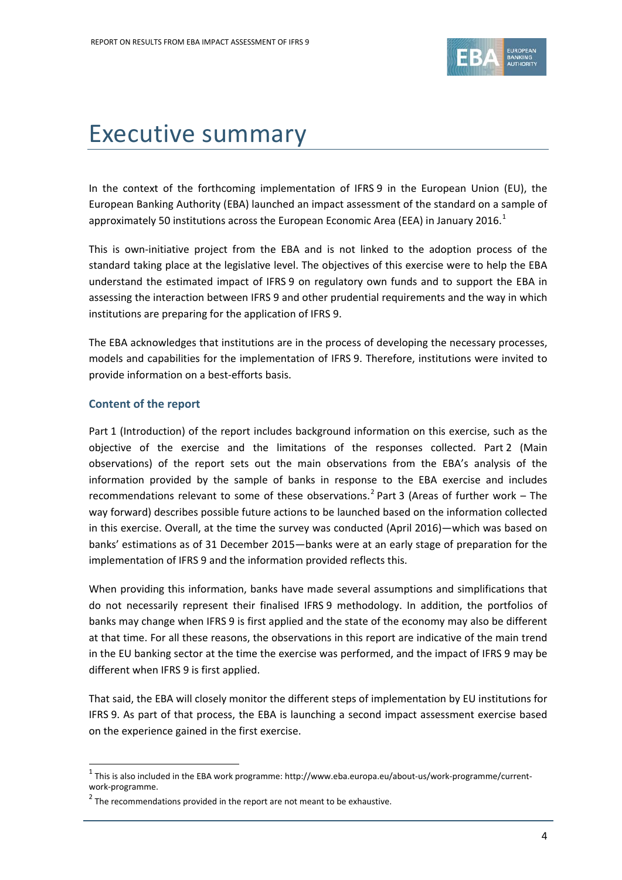# Executive summary

In the context of the forthcoming implementation of IFRS 9 in the European Union (EU), the European Banking Authority (EBA) launched an impact assessment of the standard on a sample of approximately 50 institutions across the European Economic Area (EEA) in January 2016.[1]

This is own-initiative project from the EBA and is not linked to the adoption process of the standard taking place at the legislative level. The objectives of this exercise were to help the EBA understand the estimated impact of IFRS 9 on regulatory own funds and to support the EBA in assessing the interaction between IFRS 9 and other prudential requirements and the way in which institutions are preparing for the application of IFRS 9.

The EBA acknowledges that institutions are in the process of developing the necessary processes, models and capabilities for the implementation of IFRS 9. Therefore, institutions were invited to provide information on a best-efforts basis.

### Content of the report

Part 1 (Introduction) of the report includes background information on this exercise, such as the objective of the exercise and the limitations of the responses collected. Part 2 (Main observations) of the report sets out the main observations from the EBA's analysis of the information provided by the sample of banks in response to the EBA exercise and includes recommendations relevant to some of these observations.[2] Part 3 (Areas of further work – The way forward) describes possible future actions to be launched based on the information collected in this exercise. Overall, at the time the survey was conducted (April 2016)—which was based on banks' estimations as of 31 December 2015—banks were at an early stage of preparation for the implementation of IFRS 9 and the information provided reflects this.

When providing this information, banks have made several assumptions and simplifications that do not necessarily represent their finalised IFRS 9 methodology. In addition, the portfolios of banks may change when IFRS 9 is first applied and the state of the economy may also be different at that time. For all these reasons, the observations in this report are indicative of the main trend in the EU banking sector at the time the exercise was performed, and the impact of IFRS 9 may be different when IFRS 9 is first applied.

That said, the EBA will closely monitor the different steps of implementation by EU institutions for IFRS 9. As part of that process, the EBA is launching a second impact assessment exercise based on the experience gained in the first exercise.

---

[1] This is also included in the EBA work programme: http://www.eba.europa.eu/about-us/work-programme/current-work-programme.

[2] The recommendations provided in the report are not meant to be exhaustive.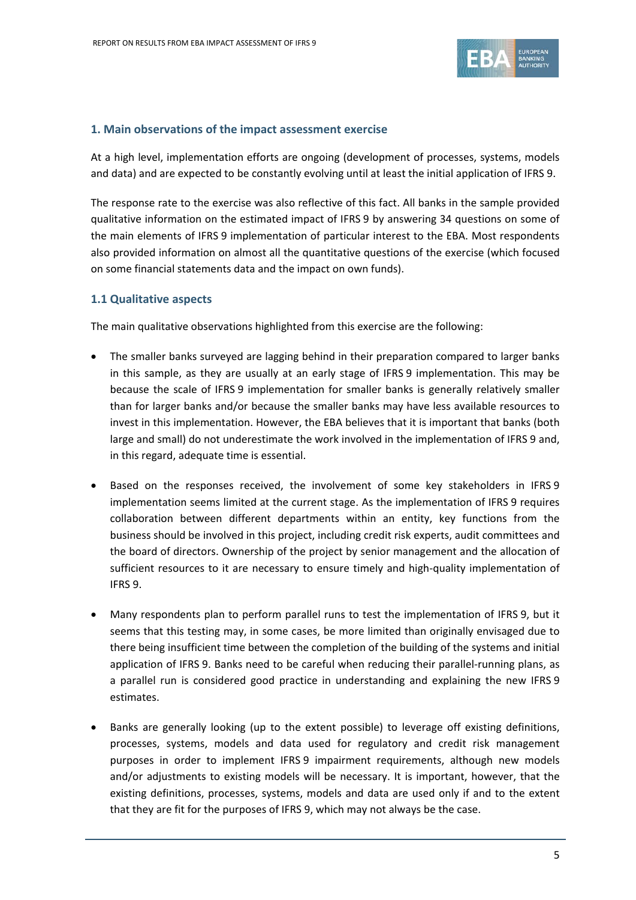## 1. Main observations of the impact assessment exercise

At a high level, implementation efforts are ongoing (development of processes, systems, models and data) and are expected to be constantly evolving until at least the initial application of IFRS 9.

The response rate to the exercise was also reflective of this fact. All banks in the sample provided qualitative information on the estimated impact of IFRS 9 by answering 34 questions on some of the main elements of IFRS 9 implementation of particular interest to the EBA. Most respondents also provided information on almost all the quantitative questions of the exercise (which focused on some financial statements data and the impact on own funds).

### 1.1 Qualitative aspects

The main qualitative observations highlighted from this exercise are the following:

- The smaller banks surveyed are lagging behind in their preparation compared to larger banks in this sample, as they are usually at an early stage of IFRS 9 implementation. This may be because the scale of IFRS 9 implementation for smaller banks is generally relatively smaller than for larger banks and/or because the smaller banks may have less available resources to invest in this implementation. However, the EBA believes that it is important that banks (both large and small) do not underestimate the work involved in the implementation of IFRS 9 and, in this regard, adequate time is essential.

- Based on the responses received, the involvement of some key stakeholders in IFRS 9 implementation seems limited at the current stage. As the implementation of IFRS 9 requires collaboration between different departments within an entity, key functions from the business should be involved in this project, including credit risk experts, audit committees and the board of directors. Ownership of the project by senior management and the allocation of sufficient resources to it are necessary to ensure timely and high-quality implementation of IFRS 9.

- Many respondents plan to perform parallel runs to test the implementation of IFRS 9, but it seems that this testing may, in some cases, be more limited than originally envisaged due to there being insufficient time between the completion of the building of the systems and initial application of IFRS 9. Banks need to be careful when reducing their parallel-running plans, as a parallel run is considered good practice in understanding and explaining the new IFRS 9 estimates.

- Banks are generally looking (up to the extent possible) to leverage off existing definitions, processes, systems, models and data used for regulatory and credit risk management purposes in order to implement IFRS 9 impairment requirements, although new models and/or adjustments to existing models will be necessary. It is important, however, that the existing definitions, processes, systems, models and data are used only if and to the extent that they are fit for the purposes of IFRS 9, which may not always be the case.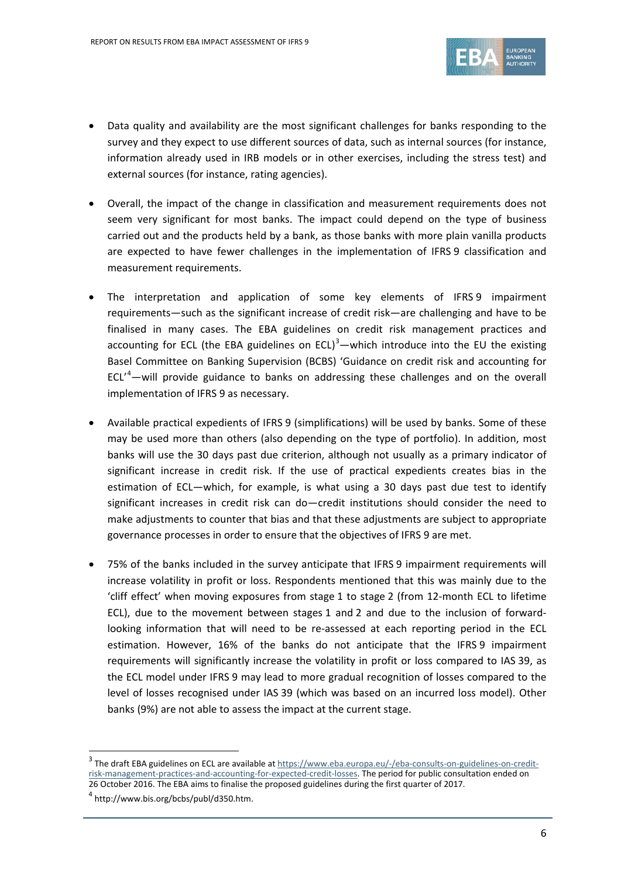- Data quality and availability are the most significant challenges for banks responding to the survey and they expect to use different sources of data, such as internal sources (for instance, information already used in IRB models or in other exercises, including the stress test) and external sources (for instance, rating agencies).

- Overall, the impact of the change in classification and measurement requirements does not seem very significant for most banks. The impact could depend on the type of business carried out and the products held by a bank, as those banks with more plain vanilla products are expected to have fewer challenges in the implementation of IFRS 9 classification and measurement requirements.

- The interpretation and application of some key elements of IFRS 9 impairment requirements—such as the significant increase of credit risk—are challenging and have to be finalised in many cases. The EBA guidelines on credit risk management practices and accounting for ECL (the EBA guidelines on ECL)[3]—which introduce into the EU the existing Basel Committee on Banking Supervision (BCBS) 'Guidance on credit risk and accounting for ECL'[4]—will provide guidance to banks on addressing these challenges and on the overall implementation of IFRS 9 as necessary.

- Available practical expedients of IFRS 9 (simplifications) will be used by banks. Some of these may be used more than others (also depending on the type of portfolio). In addition, most banks will use the 30 days past due criterion, although not usually as a primary indicator of significant increase in credit risk. If the use of practical expedients creates bias in the estimation of ECL—which, for example, is what using a 30 days past due test to identify significant increases in credit risk can do—credit institutions should consider the need to make adjustments to counter that bias and that these adjustments are subject to appropriate governance processes in order to ensure that the objectives of IFRS 9 are met.

- 75% of the banks included in the survey anticipate that IFRS 9 impairment requirements will increase volatility in profit or loss. Respondents mentioned that this was mainly due to the 'cliff effect' when moving exposures from stage 1 to stage 2 (from 12-month ECL to lifetime ECL), due to the movement between stages 1 and 2 and due to the inclusion of forward-looking information that will need to be re-assessed at each reporting period in the ECL estimation. However, 16% of the banks do not anticipate that the IFRS 9 impairment requirements will significantly increase the volatility in profit or loss compared to IAS 39, as the ECL model under IFRS 9 may lead to more gradual recognition of losses compared to the level of losses recognised under IAS 39 (which was based on an incurred loss model). Other banks (9%) are not able to assess the impact at the current stage.

---

[3] The draft EBA guidelines on ECL are available at https://www.eba.europa.eu/-/eba-consults-on-guidelines-on-credit-risk-management-practices-and-accounting-for-expected-credit-losses. The period for public consultation ended on 26 October 2016. The EBA aims to finalise the proposed guidelines during the first quarter of 2017.

[4] http://www.bis.org/bcbs/publ/d350.htm.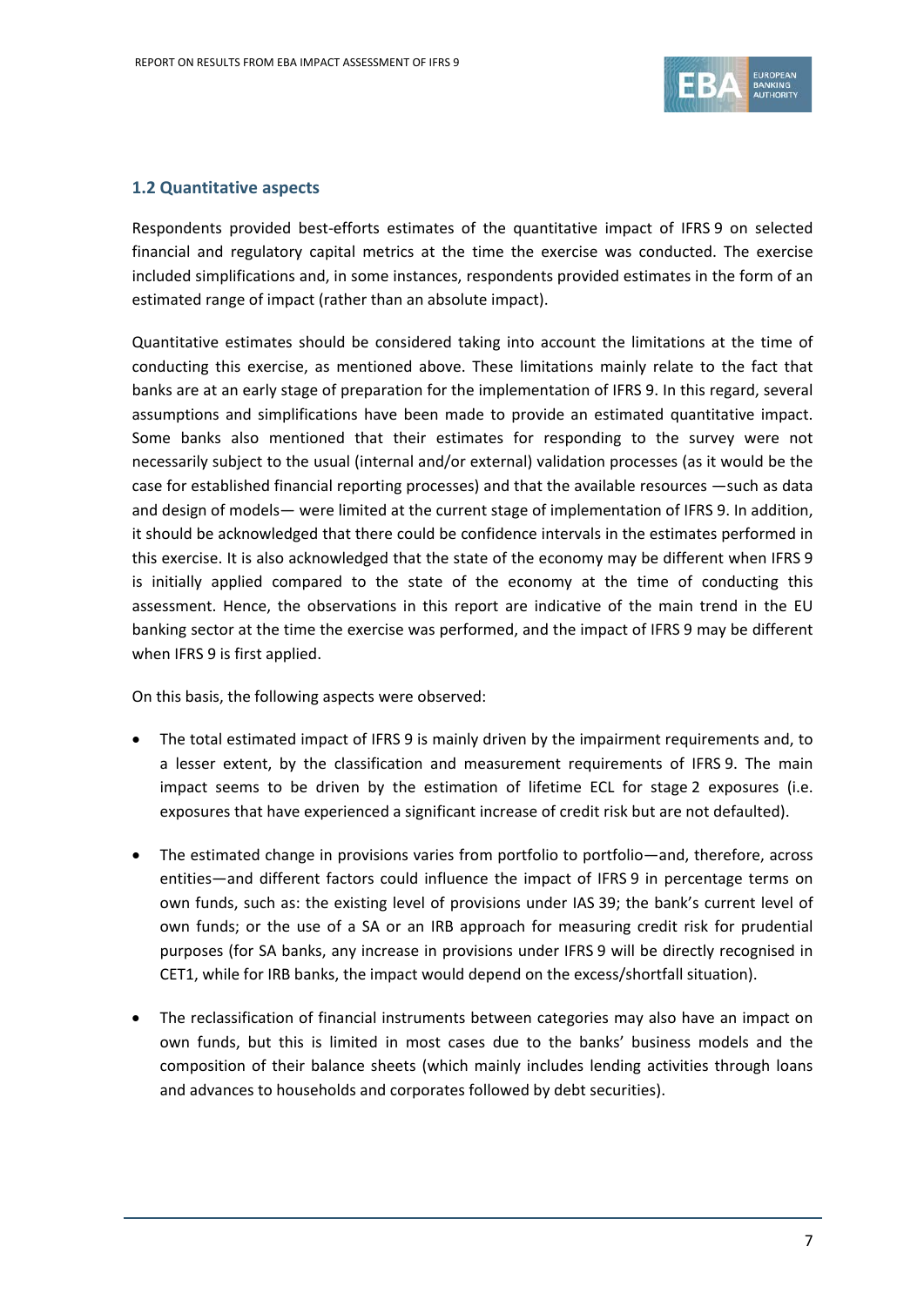### 1.2 Quantitative aspects

Respondents provided best-efforts estimates of the quantitative impact of IFRS 9 on selected financial and regulatory capital metrics at the time the exercise was conducted. The exercise included simplifications and, in some instances, respondents provided estimates in the form of an estimated range of impact (rather than an absolute impact).

Quantitative estimates should be considered taking into account the limitations at the time of conducting this exercise, as mentioned above. These limitations mainly relate to the fact that banks are at an early stage of preparation for the implementation of IFRS 9. In this regard, several assumptions and simplifications have been made to provide an estimated quantitative impact. Some banks also mentioned that their estimates for responding to the survey were not necessarily subject to the usual (internal and/or external) validation processes (as it would be the case for established financial reporting processes) and that the available resources —such as data and design of models— were limited at the current stage of implementation of IFRS 9. In addition, it should be acknowledged that there could be confidence intervals in the estimates performed in this exercise. It is also acknowledged that the state of the economy may be different when IFRS 9 is initially applied compared to the state of the economy at the time of conducting this assessment. Hence, the observations in this report are indicative of the main trend in the EU banking sector at the time the exercise was performed, and the impact of IFRS 9 may be different when IFRS 9 is first applied.

On this basis, the following aspects were observed:

- The total estimated impact of IFRS 9 is mainly driven by the impairment requirements and, to a lesser extent, by the classification and measurement requirements of IFRS 9. The main impact seems to be driven by the estimation of lifetime ECL for stage 2 exposures (i.e. exposures that have experienced a significant increase of credit risk but are not defaulted).

- The estimated change in provisions varies from portfolio to portfolio—and, therefore, across entities—and different factors could influence the impact of IFRS 9 in percentage terms on own funds, such as: the existing level of provisions under IAS 39; the bank's current level of own funds; or the use of a SA or an IRB approach for measuring credit risk for prudential purposes (for SA banks, any increase in provisions under IFRS 9 will be directly recognised in CET1, while for IRB banks, the impact would depend on the excess/shortfall situation).

- The reclassification of financial instruments between categories may also have an impact on own funds, but this is limited in most cases due to the banks' business models and the composition of their balance sheets (which mainly includes lending activities through loans and advances to households and corporates followed by debt securities).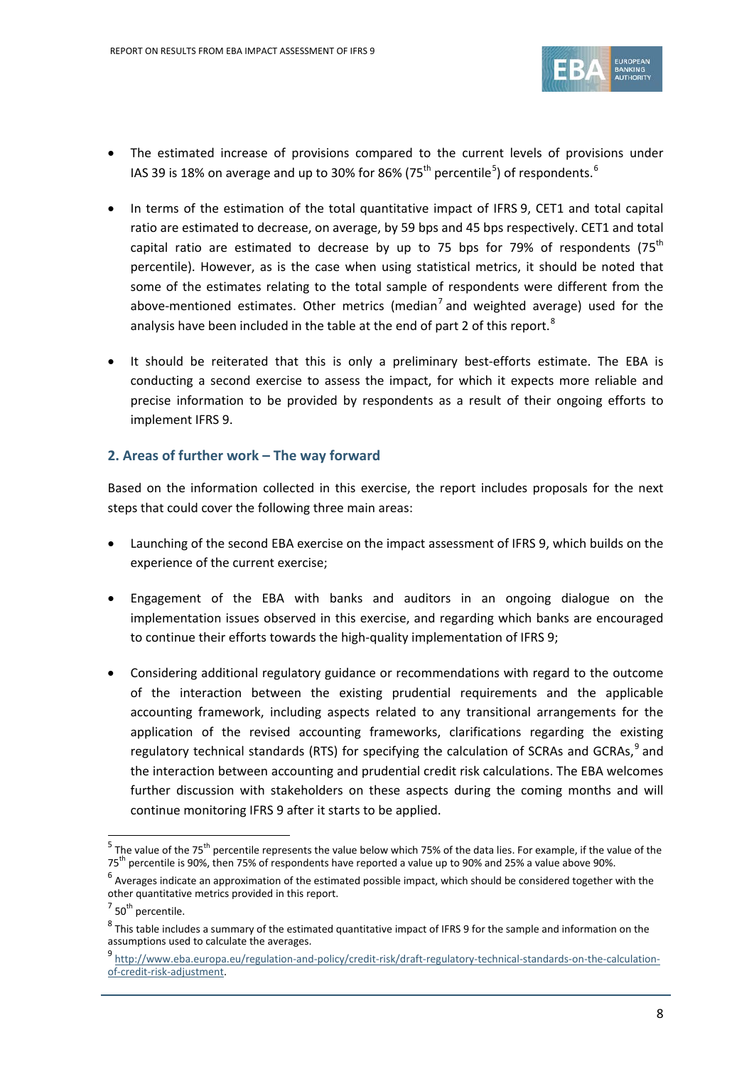- The estimated increase of provisions compared to the current levels of provisions under IAS 39 is 18% on average and up to 30% for 86% (75th percentile[5]) of respondents.[6]

- In terms of the estimation of the total quantitative impact of IFRS 9, CET1 and total capital ratio are estimated to decrease, on average, by 59 bps and 45 bps respectively. CET1 and total capital ratio are estimated to decrease by up to 75 bps for 79% of respondents (75th percentile). However, as is the case when using statistical metrics, it should be noted that some of the estimates relating to the total sample of respondents were different from the above-mentioned estimates. Other metrics (median[7] and weighted average) used for the analysis have been included in the table at the end of part 2 of this report.[8]

- It should be reiterated that this is only a preliminary best-efforts estimate. The EBA is conducting a second exercise to assess the impact, for which it expects more reliable and precise information to be provided by respondents as a result of their ongoing efforts to implement IFRS 9.

## 2. Areas of further work – The way forward

Based on the information collected in this exercise, the report includes proposals for the next steps that could cover the following three main areas:

- Launching of the second EBA exercise on the impact assessment of IFRS 9, which builds on the experience of the current exercise;

- Engagement of the EBA with banks and auditors in an ongoing dialogue on the implementation issues observed in this exercise, and regarding which banks are encouraged to continue their efforts towards the high-quality implementation of IFRS 9;

- Considering additional regulatory guidance or recommendations with regard to the outcome of the interaction between the existing prudential requirements and the applicable accounting framework, including aspects related to any transitional arrangements for the application of the revised accounting frameworks, clarifications regarding the existing regulatory technical standards (RTS) for specifying the calculation of SCRAs and GCRAs,[9] and the interaction between accounting and prudential credit risk calculations. The EBA welcomes further discussion with stakeholders on these aspects during the coming months and will continue monitoring IFRS 9 after it starts to be applied.

---

[5] The value of the 75th percentile represents the value below which 75% of the data lies. For example, if the value of the 75th percentile is 90%, then 75% of respondents have reported a value up to 90% and 25% a value above 90%.

[6] Averages indicate an approximation of the estimated possible impact, which should be considered together with the other quantitative metrics provided in this report.

[7] 50th percentile.

[8] This table includes a summary of the estimated quantitative impact of IFRS 9 for the sample and information on the assumptions used to calculate the averages.

[9] http://www.eba.europa.eu/regulation-and-policy/credit-risk/draft-regulatory-technical-standards-on-the-calculation-of-credit-risk-adjustment.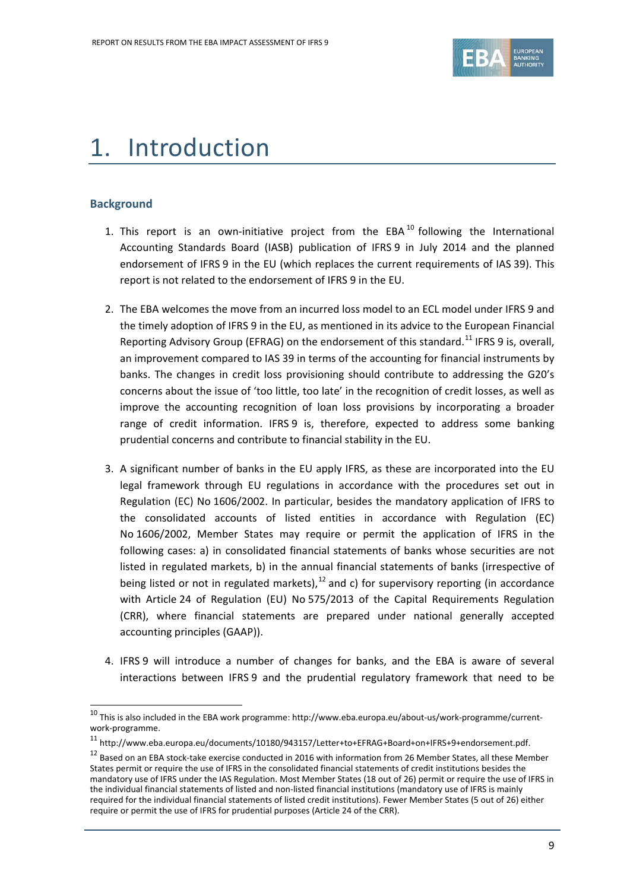# 1. Introduction

## Background

1. This report is an own-initiative project from the EBA[10] following the International Accounting Standards Board (IASB) publication of IFRS 9 in July 2014 and the planned endorsement of IFRS 9 in the EU (which replaces the current requirements of IAS 39). This report is not related to the endorsement of IFRS 9 in the EU.

2. The EBA welcomes the move from an incurred loss model to an ECL model under IFRS 9 and the timely adoption of IFRS 9 in the EU, as mentioned in its advice to the European Financial Reporting Advisory Group (EFRAG) on the endorsement of this standard.[11] IFRS 9 is, overall, an improvement compared to IAS 39 in terms of the accounting for financial instruments by banks. The changes in credit loss provisioning should contribute to addressing the G20's concerns about the issue of 'too little, too late' in the recognition of credit losses, as well as improve the accounting recognition of loan loss provisions by incorporating a broader range of credit information. IFRS 9 is, therefore, expected to address some banking prudential concerns and contribute to financial stability in the EU.

3. A significant number of banks in the EU apply IFRS, as these are incorporated into the EU legal framework through EU regulations in accordance with the procedures set out in Regulation (EC) No 1606/2002. In particular, besides the mandatory application of IFRS to the consolidated accounts of listed entities in accordance with Regulation (EC) No 1606/2002, Member States may require or permit the application of IFRS in the following cases: a) in consolidated financial statements of banks whose securities are not listed in regulated markets, b) in the annual financial statements of banks (irrespective of being listed or not in regulated markets),[12] and c) for supervisory reporting (in accordance with Article 24 of Regulation (EU) No 575/2013 of the Capital Requirements Regulation (CRR), where financial statements are prepared under national generally accepted accounting principles (GAAP)).

4. IFRS 9 will introduce a number of changes for banks, and the EBA is aware of several interactions between IFRS 9 and the prudential regulatory framework that need to be

---

[10] This is also included in the EBA work programme: http://www.eba.europa.eu/about-us/work-programme/current-work-programme.

[11] http://www.eba.europa.eu/documents/10180/943157/Letter+to+EFRAG+Board+on+IFRS+9+endorsement.pdf.

[12] Based on an EBA stock-take exercise conducted in 2016 with information from 26 Member States, all these Member States permit or require the use of IFRS in the consolidated financial statements of credit institutions besides the mandatory use of IFRS under the IAS Regulation. Most Member States (18 out of 26) permit or require the use of IFRS in the individual financial statements of listed and non-listed financial institutions (mandatory use of IFRS is mainly required for the individual financial statements of listed credit institutions). Fewer Member States (5 out of 26) either require or permit the use of IFRS for prudential purposes (Article 24 of the CRR).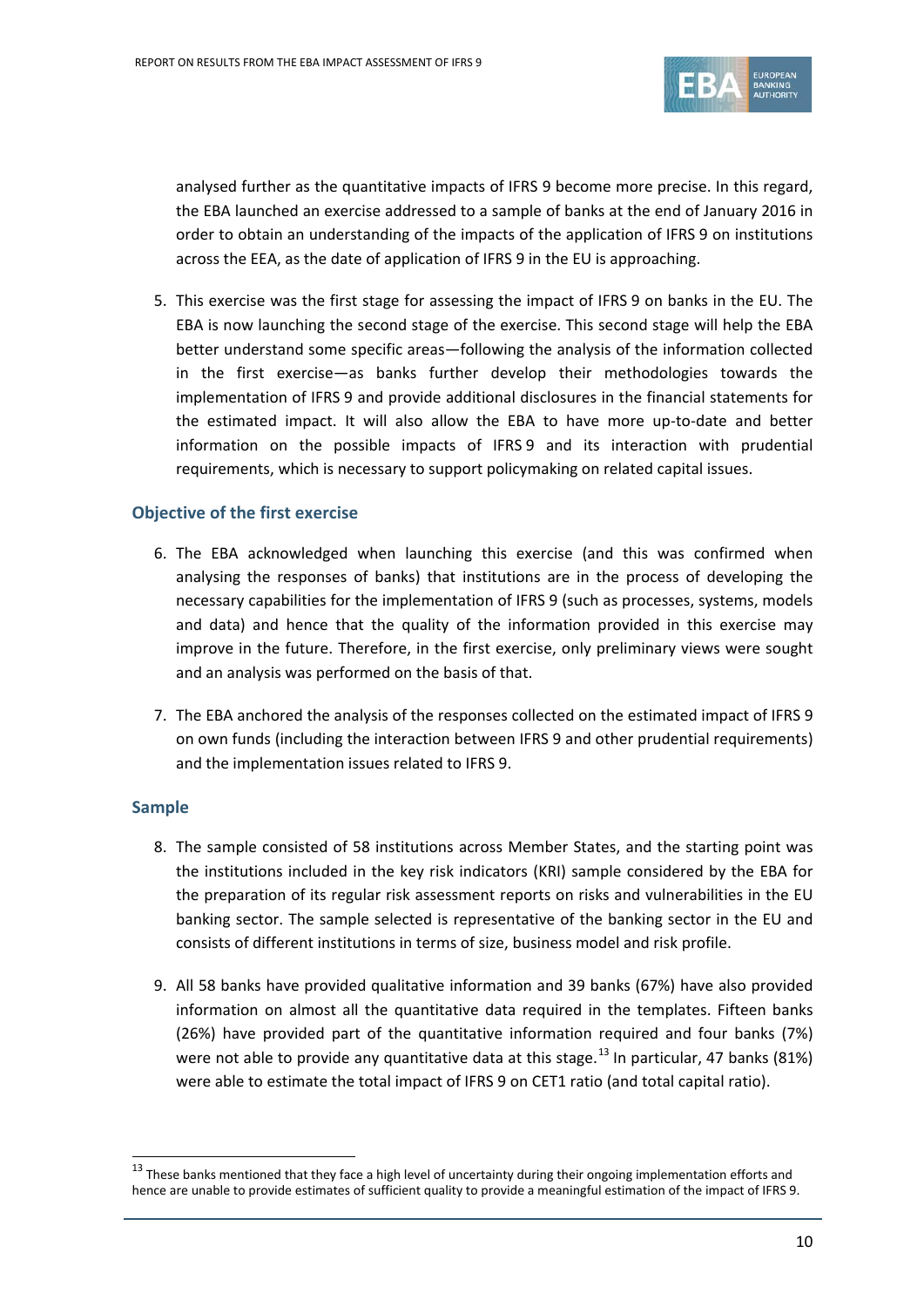analysed further as the quantitative impacts of IFRS 9 become more precise. In this regard, the EBA launched an exercise addressed to a sample of banks at the end of January 2016 in order to obtain an understanding of the impacts of the application of IFRS 9 on institutions across the EEA, as the date of application of IFRS 9 in the EU is approaching.

5. This exercise was the first stage for assessing the impact of IFRS 9 on banks in the EU. The EBA is now launching the second stage of the exercise. This second stage will help the EBA better understand some specific areas—following the analysis of the information collected in the first exercise—as banks further develop their methodologies towards the implementation of IFRS 9 and provide additional disclosures in the financial statements for the estimated impact. It will also allow the EBA to have more up-to-date and better information on the possible impacts of IFRS 9 and its interaction with prudential requirements, which is necessary to support policymaking on related capital issues.

### Objective of the first exercise

6. The EBA acknowledged when launching this exercise (and this was confirmed when analysing the responses of banks) that institutions are in the process of developing the necessary capabilities for the implementation of IFRS 9 (such as processes, systems, models and data) and hence that the quality of the information provided in this exercise may improve in the future. Therefore, in the first exercise, only preliminary views were sought and an analysis was performed on the basis of that.

7. The EBA anchored the analysis of the responses collected on the estimated impact of IFRS 9 on own funds (including the interaction between IFRS 9 and other prudential requirements) and the implementation issues related to IFRS 9.

### Sample

8. The sample consisted of 58 institutions across Member States, and the starting point was the institutions included in the key risk indicators (KRI) sample considered by the EBA for the preparation of its regular risk assessment reports on risks and vulnerabilities in the EU banking sector. The sample selected is representative of the banking sector in the EU and consists of different institutions in terms of size, business model and risk profile.

9. All 58 banks have provided qualitative information and 39 banks (67%) have also provided information on almost all the quantitative data required in the templates. Fifteen banks (26%) have provided part of the quantitative information required and four banks (7%) were not able to provide any quantitative data at this stage.[13] In particular, 47 banks (81%) were able to estimate the total impact of IFRS 9 on CET1 ratio (and total capital ratio).

---

[13] These banks mentioned that they face a high level of uncertainty during their ongoing implementation efforts and hence are unable to provide estimates of sufficient quality to provide a meaningful estimation of the impact of IFRS 9.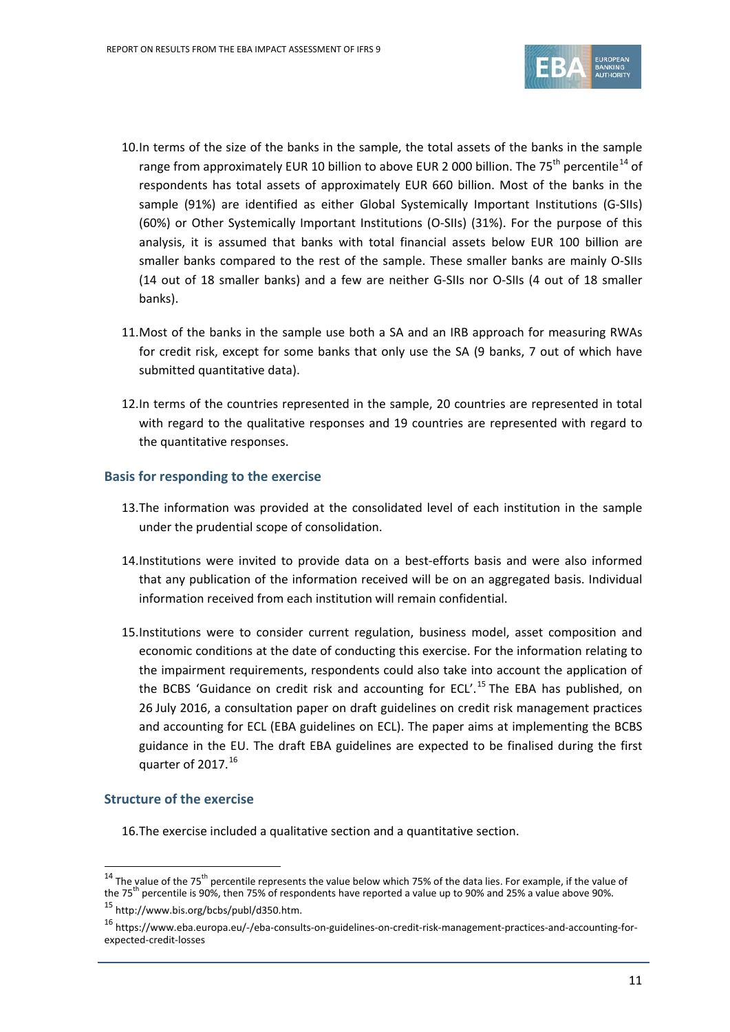10.In terms of the size of the banks in the sample, the total assets of the banks in the sample range from approximately EUR 10 billion to above EUR 2 000 billion. The 75th percentile[14] of respondents has total assets of approximately EUR 660 billion. Most of the banks in the sample (91%) are identified as either Global Systemically Important Institutions (G-SIIs) (60%) or Other Systemically Important Institutions (O-SIIs) (31%). For the purpose of this analysis, it is assumed that banks with total financial assets below EUR 100 billion are smaller banks compared to the rest of the sample. These smaller banks are mainly O-SIIs (14 out of 18 smaller banks) and a few are neither G-SIIs nor O-SIIs (4 out of 18 smaller banks).

11.Most of the banks in the sample use both a SA and an IRB approach for measuring RWAs for credit risk, except for some banks that only use the SA (9 banks, 7 out of which have submitted quantitative data).

12.In terms of the countries represented in the sample, 20 countries are represented in total with regard to the qualitative responses and 19 countries are represented with regard to the quantitative responses.

### Basis for responding to the exercise

13.The information was provided at the consolidated level of each institution in the sample under the prudential scope of consolidation.

14.Institutions were invited to provide data on a best-efforts basis and were also informed that any publication of the information received will be on an aggregated basis. Individual information received from each institution will remain confidential.

15.Institutions were to consider current regulation, business model, asset composition and economic conditions at the date of conducting this exercise. For the information relating to the impairment requirements, respondents could also take into account the application of the BCBS 'Guidance on credit risk and accounting for ECL'.[15] The EBA has published, on 26 July 2016, a consultation paper on draft guidelines on credit risk management practices and accounting for ECL (EBA guidelines on ECL). The paper aims at implementing the BCBS guidance in the EU. The draft EBA guidelines are expected to be finalised during the first quarter of 2017.[16]

### Structure of the exercise

16.The exercise included a qualitative section and a quantitative section.

---

[14] The value of the 75th percentile represents the value below which 75% of the data lies. For example, if the value of the 75th percentile is 90%, then 75% of respondents have reported a value up to 90% and 25% a value above 90%.

[15] http://www.bis.org/bcbs/publ/d350.htm.

[16] https://www.eba.europa.eu/-/eba-consults-on-guidelines-on-credit-risk-management-practices-and-accounting-for-expected-credit-losses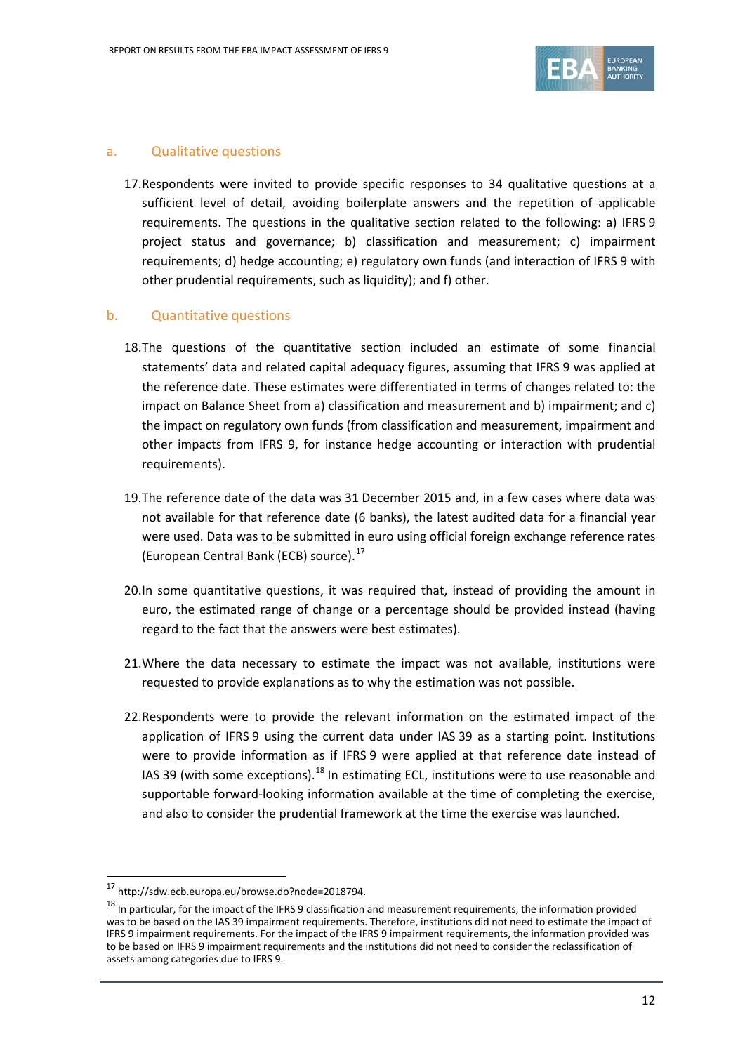### a. Qualitative questions

17. Respondents were invited to provide specific responses to 34 qualitative questions at a sufficient level of detail, avoiding boilerplate answers and the repetition of applicable requirements. The questions in the qualitative section related to the following: a) IFRS 9 project status and governance; b) classification and measurement; c) impairment requirements; d) hedge accounting; e) regulatory own funds (and interaction of IFRS 9 with other prudential requirements, such as liquidity); and f) other.

### b. Quantitative questions

18. The questions of the quantitative section included an estimate of some financial statements' data and related capital adequacy figures, assuming that IFRS 9 was applied at the reference date. These estimates were differentiated in terms of changes related to: the impact on Balance Sheet from a) classification and measurement and b) impairment; and c) the impact on regulatory own funds (from classification and measurement, impairment and other impacts from IFRS 9, for instance hedge accounting or interaction with prudential requirements).

19. The reference date of the data was 31 December 2015 and, in a few cases where data was not available for that reference date (6 banks), the latest audited data for a financial year were used. Data was to be submitted in euro using official foreign exchange reference rates (European Central Bank (ECB) source).[17]

20. In some quantitative questions, it was required that, instead of providing the amount in euro, the estimated range of change or a percentage should be provided instead (having regard to the fact that the answers were best estimates).

21. Where the data necessary to estimate the impact was not available, institutions were requested to provide explanations as to why the estimation was not possible.

22. Respondents were to provide the relevant information on the estimated impact of the application of IFRS 9 using the current data under IAS 39 as a starting point. Institutions were to provide information as if IFRS 9 were applied at that reference date instead of IAS 39 (with some exceptions).[18] In estimating ECL, institutions were to use reasonable and supportable forward-looking information available at the time of completing the exercise, and also to consider the prudential framework at the time the exercise was launched.

---

[17] http://sdw.ecb.europa.eu/browse.do?node=2018794.

[18] In particular, for the impact of the IFRS 9 classification and measurement requirements, the information provided was to be based on the IAS 39 impairment requirements. Therefore, institutions did not need to estimate the impact of IFRS 9 impairment requirements. For the impact of the IFRS 9 impairment requirements, the information provided was to be based on IFRS 9 impairment requirements and the institutions did not need to consider the reclassification of assets among categories due to IFRS 9.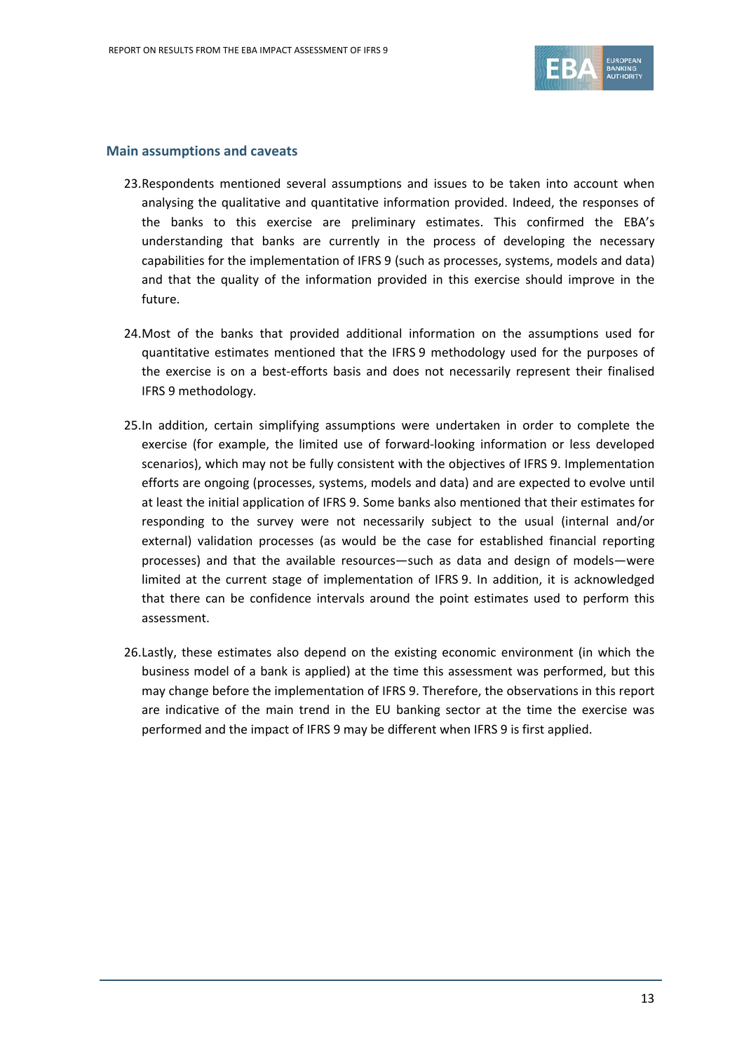### Main assumptions and caveats

23. Respondents mentioned several assumptions and issues to be taken into account when analysing the qualitative and quantitative information provided. Indeed, the responses of the banks to this exercise are preliminary estimates. This confirmed the EBA's understanding that banks are currently in the process of developing the necessary capabilities for the implementation of IFRS 9 (such as processes, systems, models and data) and that the quality of the information provided in this exercise should improve in the future.

24. Most of the banks that provided additional information on the assumptions used for quantitative estimates mentioned that the IFRS 9 methodology used for the purposes of the exercise is on a best-efforts basis and does not necessarily represent their finalised IFRS 9 methodology.

25. In addition, certain simplifying assumptions were undertaken in order to complete the exercise (for example, the limited use of forward-looking information or less developed scenarios), which may not be fully consistent with the objectives of IFRS 9. Implementation efforts are ongoing (processes, systems, models and data) and are expected to evolve until at least the initial application of IFRS 9. Some banks also mentioned that their estimates for responding to the survey were not necessarily subject to the usual (internal and/or external) validation processes (as would be the case for established financial reporting processes) and that the available resources—such as data and design of models—were limited at the current stage of implementation of IFRS 9. In addition, it is acknowledged that there can be confidence intervals around the point estimates used to perform this assessment.

26. Lastly, these estimates also depend on the existing economic environment (in which the business model of a bank is applied) at the time this assessment was performed, but this may change before the implementation of IFRS 9. Therefore, the observations in this report are indicative of the main trend in the EU banking sector at the time the exercise was performed and the impact of IFRS 9 may be different when IFRS 9 is first applied.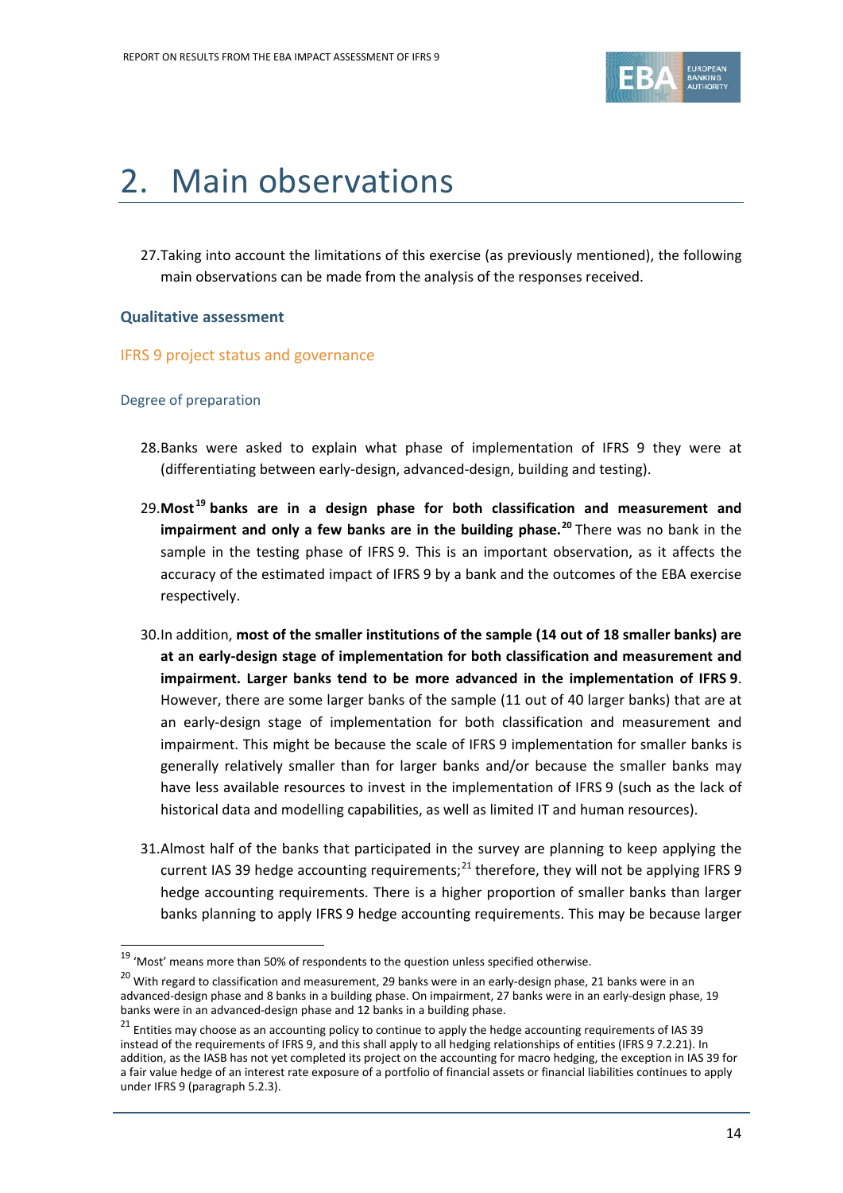# 2. Main observations

27. Taking into account the limitations of this exercise (as previously mentioned), the following main observations can be made from the analysis of the responses received.

### Qualitative assessment

#### IFRS 9 project status and governance

##### Degree of preparation

28. Banks were asked to explain what phase of implementation of IFRS 9 they were at (differentiating between early-design, advanced-design, building and testing).

29. **Most[19] banks are in a design phase for both classification and measurement and impairment and only a few banks are in the building phase.[20]** There was no bank in the sample in the testing phase of IFRS 9. This is an important observation, as it affects the accuracy of the estimated impact of IFRS 9 by a bank and the outcomes of the EBA exercise respectively.

30. In addition, **most of the smaller institutions of the sample (14 out of 18 smaller banks) are at an early-design stage of implementation for both classification and measurement and impairment. Larger banks tend to be more advanced in the implementation of IFRS 9**. However, there are some larger banks of the sample (11 out of 40 larger banks) that are at an early-design stage of implementation for both classification and measurement and impairment. This might be because the scale of IFRS 9 implementation for smaller banks is generally relatively smaller than for larger banks and/or because the smaller banks may have less available resources to invest in the implementation of IFRS 9 (such as the lack of historical data and modelling capabilities, as well as limited IT and human resources).

31. Almost half of the banks that participated in the survey are planning to keep applying the current IAS 39 hedge accounting requirements;[21] therefore, they will not be applying IFRS 9 hedge accounting requirements. There is a higher proportion of smaller banks than larger banks planning to apply IFRS 9 hedge accounting requirements. This may be because larger

---

[19] 'Most' means more than 50% of respondents to the question unless specified otherwise.

[20] With regard to classification and measurement, 29 banks were in an early-design phase, 21 banks were in an advanced-design phase and 8 banks in a building phase. On impairment, 27 banks were in an early-design phase, 19 banks were in an advanced-design phase and 12 banks in a building phase.

[21] Entities may choose as an accounting policy to continue to apply the hedge accounting requirements of IAS 39 instead of the requirements of IFRS 9, and this shall apply to all hedging relationships of entities (IFRS 9 7.2.21). In addition, as the IASB has not yet completed its project on the accounting for macro hedging, the exception in IAS 39 for a fair value hedge of an interest rate exposure of a portfolio of financial assets or financial liabilities continues to apply under IFRS 9 (paragraph 5.2.3).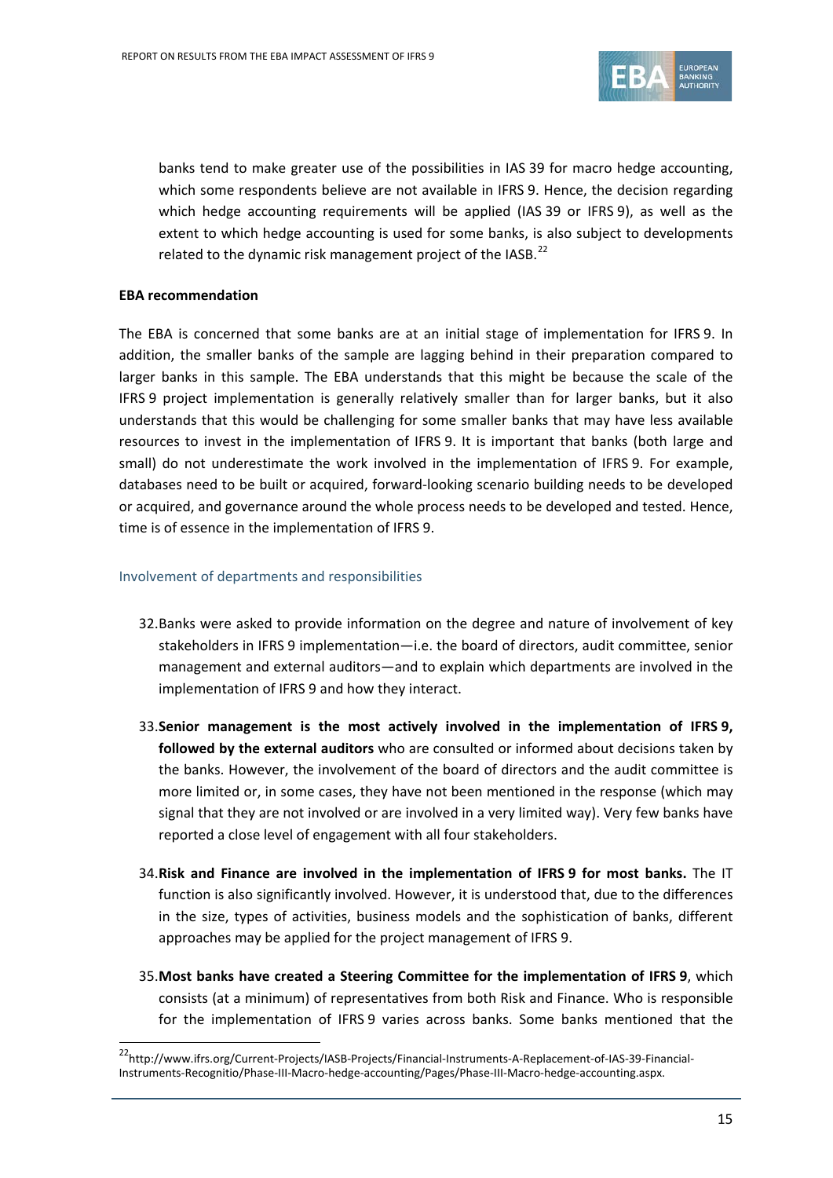banks tend to make greater use of the possibilities in IAS 39 for macro hedge accounting, which some respondents believe are not available in IFRS 9. Hence, the decision regarding which hedge accounting requirements will be applied (IAS 39 or IFRS 9), as well as the extent to which hedge accounting is used for some banks, is also subject to developments related to the dynamic risk management project of the IASB.[22]

**EBA recommendation**

The EBA is concerned that some banks are at an initial stage of implementation for IFRS 9. In addition, the smaller banks of the sample are lagging behind in their preparation compared to larger banks in this sample. The EBA understands that this might be because the scale of the IFRS 9 project implementation is generally relatively smaller than for larger banks, but it also understands that this would be challenging for some smaller banks that may have less available resources to invest in the implementation of IFRS 9. It is important that banks (both large and small) do not underestimate the work involved in the implementation of IFRS 9. For example, databases need to be built or acquired, forward-looking scenario building needs to be developed or acquired, and governance around the whole process needs to be developed and tested. Hence, time is of essence in the implementation of IFRS 9.

### Involvement of departments and responsibilities

32. Banks were asked to provide information on the degree and nature of involvement of key stakeholders in IFRS 9 implementation—i.e. the board of directors, audit committee, senior management and external auditors—and to explain which departments are involved in the implementation of IFRS 9 and how they interact.

33. **Senior management is the most actively involved in the implementation of IFRS 9, followed by the external auditors** who are consulted or informed about decisions taken by the banks. However, the involvement of the board of directors and the audit committee is more limited or, in some cases, they have not been mentioned in the response (which may signal that they are not involved or are involved in a very limited way). Very few banks have reported a close level of engagement with all four stakeholders.

34. **Risk and Finance are involved in the implementation of IFRS 9 for most banks.** The IT function is also significantly involved. However, it is understood that, due to the differences in the size, types of activities, business models and the sophistication of banks, different approaches may be applied for the project management of IFRS 9.

35. **Most banks have created a Steering Committee for the implementation of IFRS 9**, which consists (at a minimum) of representatives from both Risk and Finance. Who is responsible for the implementation of IFRS 9 varies across banks. Some banks mentioned that the

---

[22] http://www.ifrs.org/Current-Projects/IASB-Projects/Financial-Instruments-A-Replacement-of-IAS-39-Financial-Instruments-Recognitio/Phase-III-Macro-hedge-accounting/Pages/Phase-III-Macro-hedge-accounting.aspx.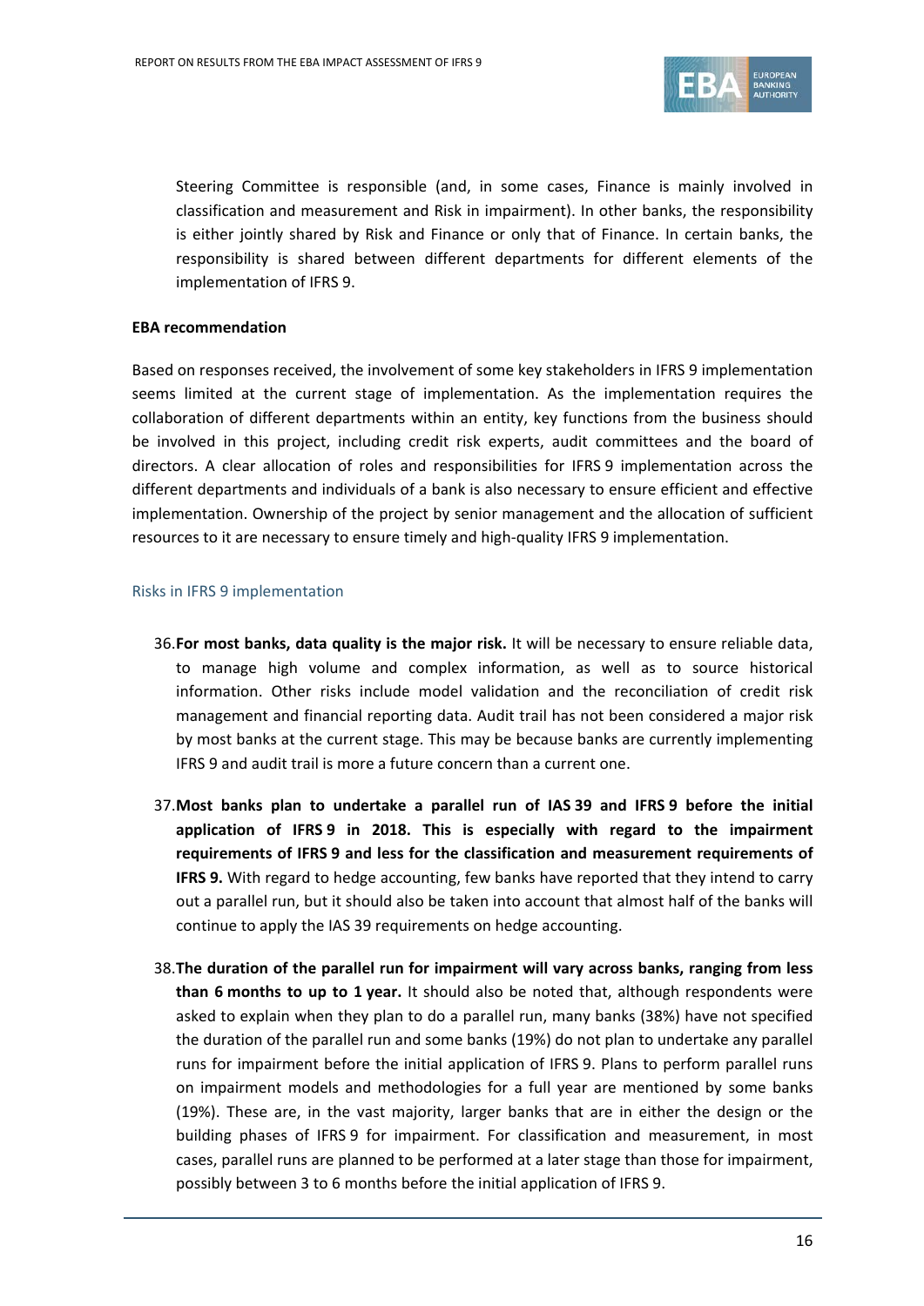Steering Committee is responsible (and, in some cases, Finance is mainly involved in classification and measurement and Risk in impairment). In other banks, the responsibility is either jointly shared by Risk and Finance or only that of Finance. In certain banks, the responsibility is shared between different departments for different elements of the implementation of IFRS 9.

**EBA recommendation**

Based on responses received, the involvement of some key stakeholders in IFRS 9 implementation seems limited at the current stage of implementation. As the implementation requires the collaboration of different departments within an entity, key functions from the business should be involved in this project, including credit risk experts, audit committees and the board of directors. A clear allocation of roles and responsibilities for IFRS 9 implementation across the different departments and individuals of a bank is also necessary to ensure efficient and effective implementation. Ownership of the project by senior management and the allocation of sufficient resources to it are necessary to ensure timely and high-quality IFRS 9 implementation.

### Risks in IFRS 9 implementation

36. **For most banks, data quality is the major risk.** It will be necessary to ensure reliable data, to manage high volume and complex information, as well as to source historical information. Other risks include model validation and the reconciliation of credit risk management and financial reporting data. Audit trail has not been considered a major risk by most banks at the current stage. This may be because banks are currently implementing IFRS 9 and audit trail is more a future concern than a current one.

37. **Most banks plan to undertake a parallel run of IAS 39 and IFRS 9 before the initial application of IFRS 9 in 2018. This is especially with regard to the impairment requirements of IFRS 9 and less for the classification and measurement requirements of IFRS 9.** With regard to hedge accounting, few banks have reported that they intend to carry out a parallel run, but it should also be taken into account that almost half of the banks will continue to apply the IAS 39 requirements on hedge accounting.

38. **The duration of the parallel run for impairment will vary across banks, ranging from less than 6 months to up to 1 year.** It should also be noted that, although respondents were asked to explain when they plan to do a parallel run, many banks (38%) have not specified the duration of the parallel run and some banks (19%) do not plan to undertake any parallel runs for impairment before the initial application of IFRS 9. Plans to perform parallel runs on impairment models and methodologies for a full year are mentioned by some banks (19%). These are, in the vast majority, larger banks that are in either the design or the building phases of IFRS 9 for impairment. For classification and measurement, in most cases, parallel runs are planned to be performed at a later stage than those for impairment, possibly between 3 to 6 months before the initial application of IFRS 9.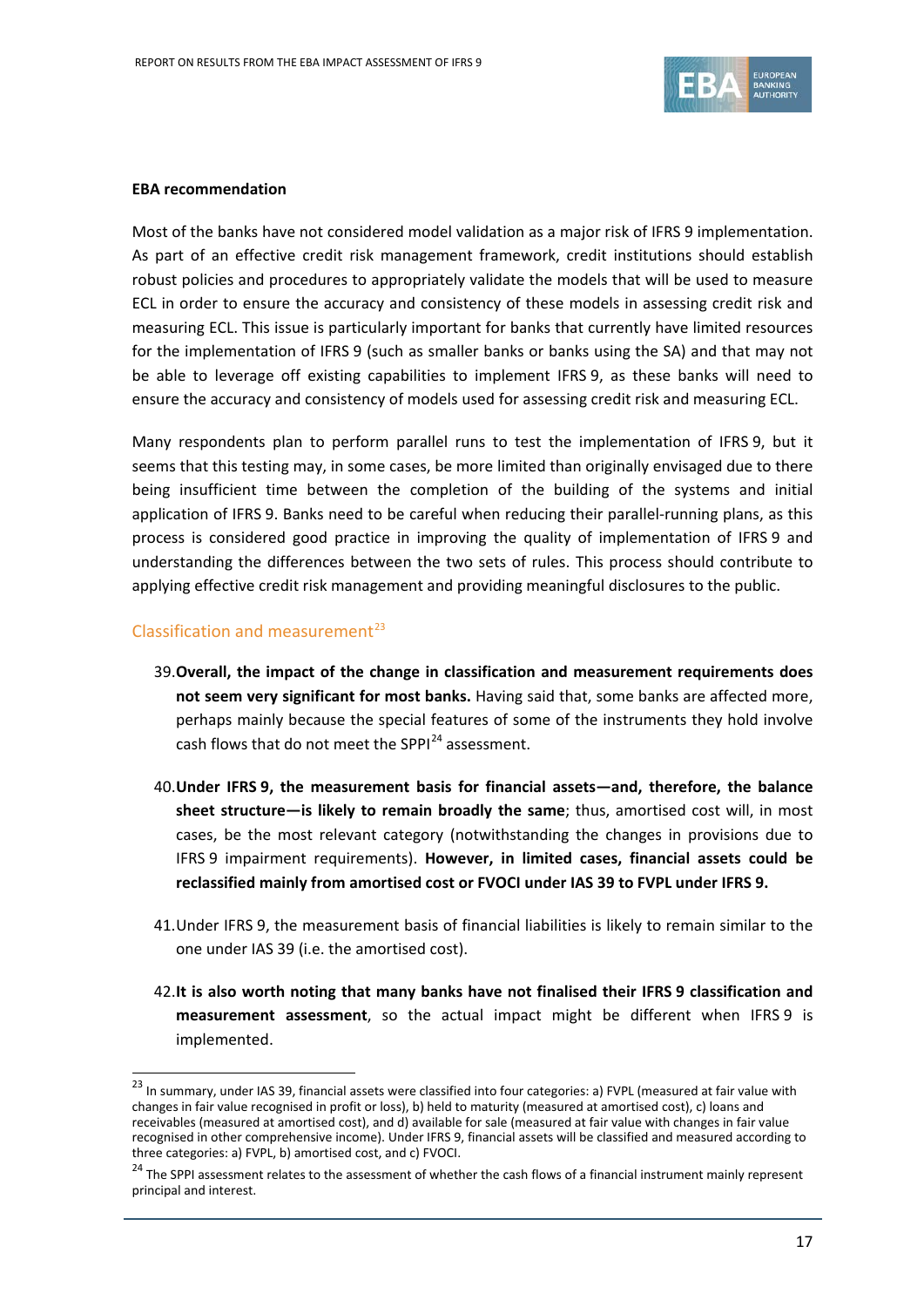**EBA recommendation**

Most of the banks have not considered model validation as a major risk of IFRS 9 implementation. As part of an effective credit risk management framework, credit institutions should establish robust policies and procedures to appropriately validate the models that will be used to measure ECL in order to ensure the accuracy and consistency of these models in assessing credit risk and measuring ECL. This issue is particularly important for banks that currently have limited resources for the implementation of IFRS 9 (such as smaller banks or banks using the SA) and that may not be able to leverage off existing capabilities to implement IFRS 9, as these banks will need to ensure the accuracy and consistency of models used for assessing credit risk and measuring ECL.

Many respondents plan to perform parallel runs to test the implementation of IFRS 9, but it seems that this testing may, in some cases, be more limited than originally envisaged due to there being insufficient time between the completion of the building of the systems and initial application of IFRS 9. Banks need to be careful when reducing their parallel-running plans, as this process is considered good practice in improving the quality of implementation of IFRS 9 and understanding the differences between the two sets of rules. This process should contribute to applying effective credit risk management and providing meaningful disclosures to the public.

## Classification and measurement[23]

39. **Overall, the impact of the change in classification and measurement requirements does not seem very significant for most banks.** Having said that, some banks are affected more, perhaps mainly because the special features of some of the instruments they hold involve cash flows that do not meet the SPPI[24] assessment.

40. **Under IFRS 9, the measurement basis for financial assets—and, therefore, the balance sheet structure—is likely to remain broadly the same**; thus, amortised cost will, in most cases, be the most relevant category (notwithstanding the changes in provisions due to IFRS 9 impairment requirements). **However, in limited cases, financial assets could be reclassified mainly from amortised cost or FVOCI under IAS 39 to FVPL under IFRS 9.**

41. Under IFRS 9, the measurement basis of financial liabilities is likely to remain similar to the one under IAS 39 (i.e. the amortised cost).

42. **It is also worth noting that many banks have not finalised their IFRS 9 classification and measurement assessment**, so the actual impact might be different when IFRS 9 is implemented.

---

[23] In summary, under IAS 39, financial assets were classified into four categories: a) FVPL (measured at fair value with changes in fair value recognised in profit or loss), b) held to maturity (measured at amortised cost), c) loans and receivables (measured at amortised cost), and d) available for sale (measured at fair value with changes in fair value recognised in other comprehensive income). Under IFRS 9, financial assets will be classified and measured according to three categories: a) FVPL, b) amortised cost, and c) FVOCI.

[24] The SPPI assessment relates to the assessment of whether the cash flows of a financial instrument mainly represent principal and interest.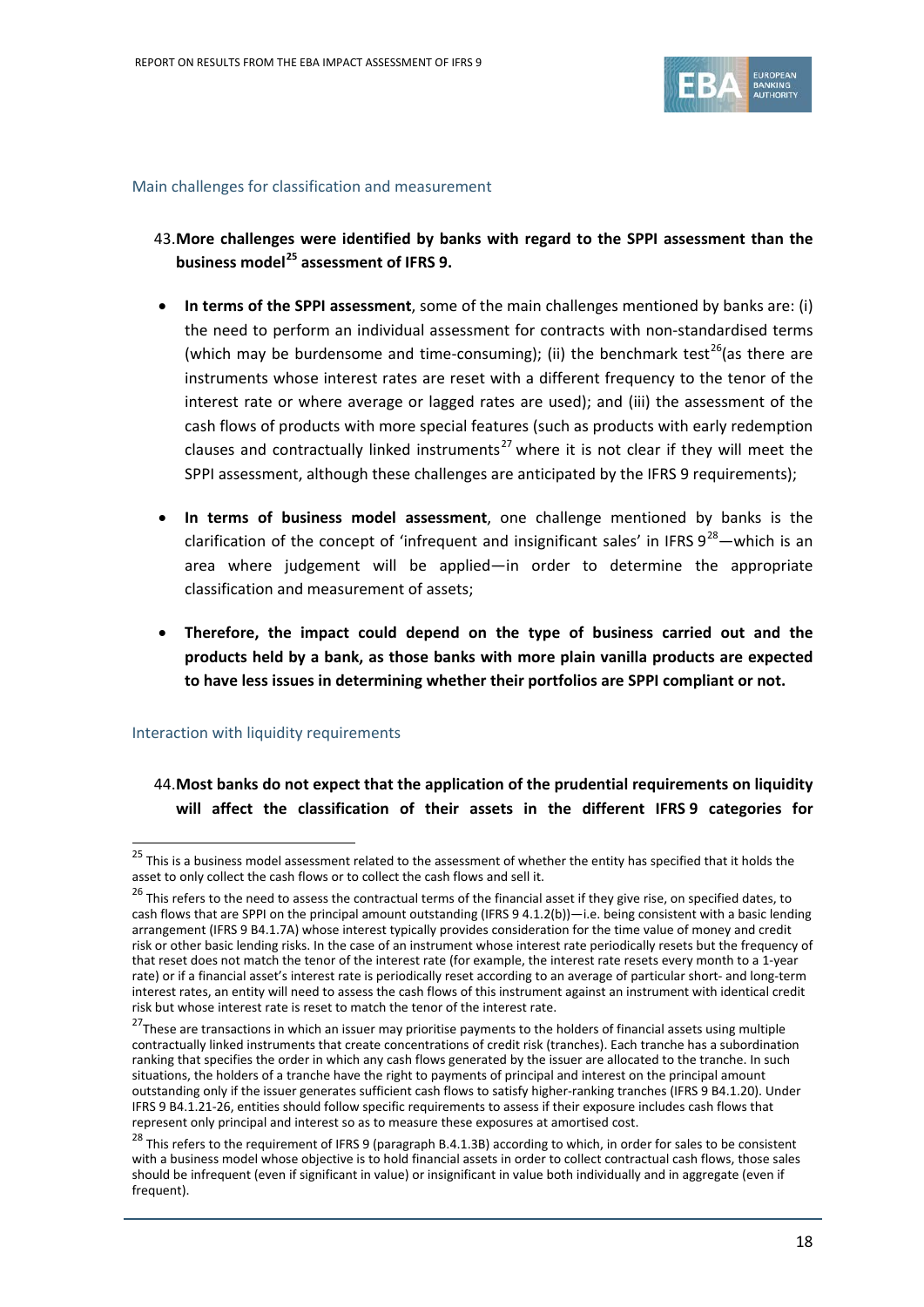### Main challenges for classification and measurement

43. **More challenges were identified by banks with regard to the SPPI assessment than the business model[25] assessment of IFRS 9.**

- **In terms of the SPPI assessment**, some of the main challenges mentioned by banks are: (i) the need to perform an individual assessment for contracts with non-standardised terms (which may be burdensome and time-consuming); (ii) the benchmark test[26](as there are instruments whose interest rates are reset with a different frequency to the tenor of the interest rate or where average or lagged rates are used); and (iii) the assessment of the cash flows of products with more special features (such as products with early redemption clauses and contractually linked instruments[27] where it is not clear if they will meet the SPPI assessment, although these challenges are anticipated by the IFRS 9 requirements);

- **In terms of business model assessment**, one challenge mentioned by banks is the clarification of the concept of 'infrequent and insignificant sales' in IFRS 9[28]—which is an area where judgement will be applied—in order to determine the appropriate classification and measurement of assets;

- **Therefore, the impact could depend on the type of business carried out and the products held by a bank, as those banks with more plain vanilla products are expected to have less issues in determining whether their portfolios are SPPI compliant or not.**

### Interaction with liquidity requirements

44. **Most banks do not expect that the application of the prudential requirements on liquidity will affect the classification of their assets in the different IFRS 9 categories for**

---

[25] This is a business model assessment related to the assessment of whether the entity has specified that it holds the asset to only collect the cash flows or to collect the cash flows and sell it.

[26] This refers to the need to assess the contractual terms of the financial asset if they give rise, on specified dates, to cash flows that are SPPI on the principal amount outstanding (IFRS 9 4.1.2(b))—i.e. being consistent with a basic lending arrangement (IFRS 9 B4.1.7A) whose interest typically provides consideration for the time value of money and credit risk or other basic lending risks. In the case of an instrument whose interest rate periodically resets but the frequency of that reset does not match the tenor of the interest rate (for example, the interest rate resets every month to a 1-year rate) or if a financial asset's interest rate is periodically reset according to an average of particular short- and long-term interest rates, an entity will need to assess the cash flows of this instrument against an instrument with identical credit risk but whose interest rate is reset to match the tenor of the interest rate.

[27] These are transactions in which an issuer may prioritise payments to the holders of financial assets using multiple contractually linked instruments that create concentrations of credit risk (tranches). Each tranche has a subordination ranking that specifies the order in which any cash flows generated by the issuer are allocated to the tranche. In such situations, the holders of a tranche have the right to payments of principal and interest on the principal amount outstanding only if the issuer generates sufficient cash flows to satisfy higher-ranking tranches (IFRS 9 B4.1.20). Under IFRS 9 B4.1.21-26, entities should follow specific requirements to assess if their exposure includes cash flows that represent only principal and interest so as to measure these exposures at amortised cost.

[28] This refers to the requirement of IFRS 9 (paragraph B.4.1.3B) according to which, in order for sales to be consistent with a business model whose objective is to hold financial assets in order to collect contractual cash flows, those sales should be infrequent (even if significant in value) or insignificant in value both individually and in aggregate (even if frequent).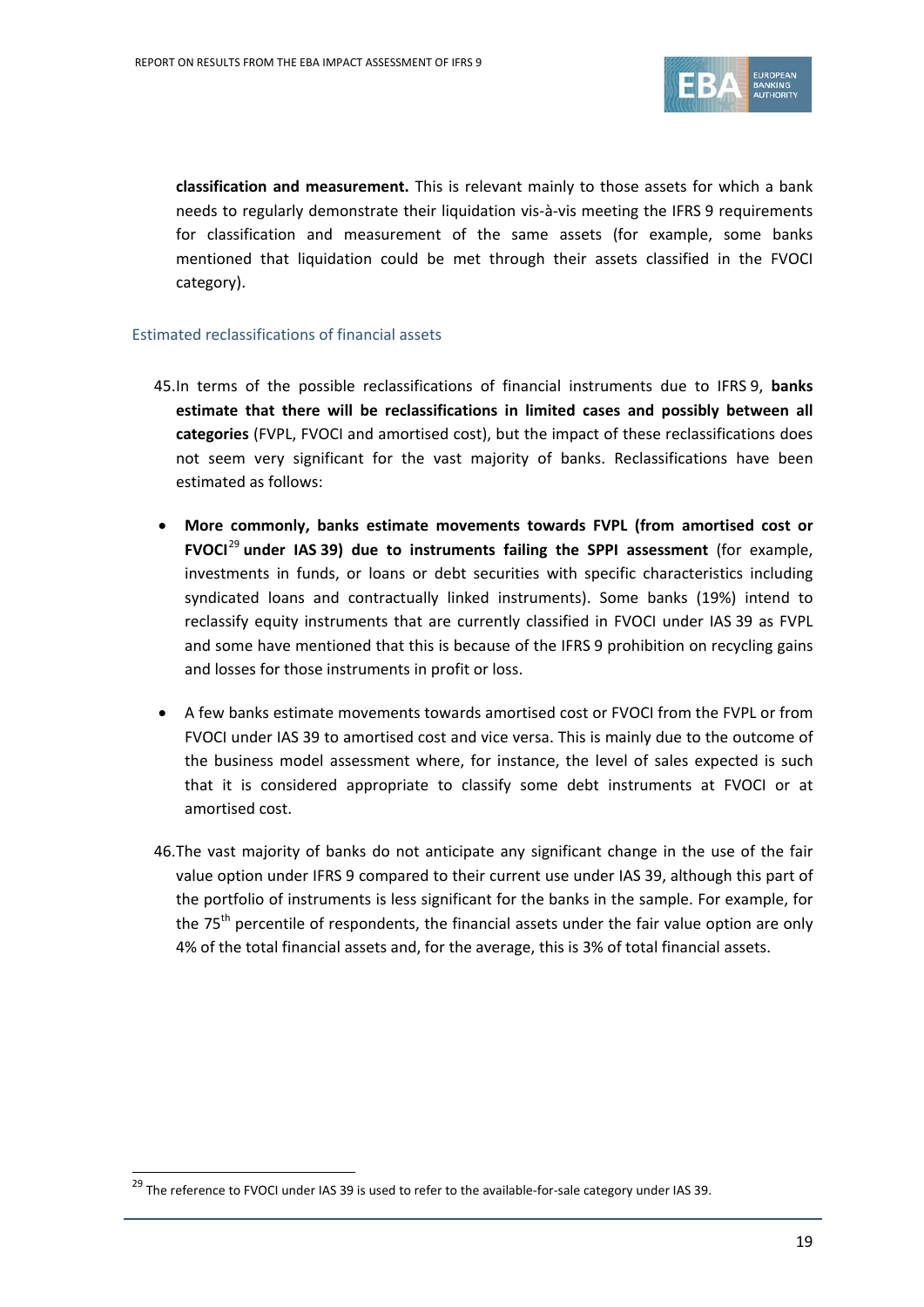**classification and measurement.** This is relevant mainly to those assets for which a bank needs to regularly demonstrate their liquidation vis-à-vis meeting the IFRS 9 requirements for classification and measurement of the same assets (for example, some banks mentioned that liquidation could be met through their assets classified in the FVOCI category).

### Estimated reclassifications of financial assets

45. In terms of the possible reclassifications of financial instruments due to IFRS 9, **banks estimate that there will be reclassifications in limited cases and possibly between all categories** (FVPL, FVOCI and amortised cost), but the impact of these reclassifications does not seem very significant for the vast majority of banks. Reclassifications have been estimated as follows:

- **More commonly, banks estimate movements towards FVPL (from amortised cost or FVOCI[29] under IAS 39) due to instruments failing the SPPI assessment** (for example, investments in funds, or loans or debt securities with specific characteristics including syndicated loans and contractually linked instruments). Some banks (19%) intend to reclassify equity instruments that are currently classified in FVOCI under IAS 39 as FVPL and some have mentioned that this is because of the IFRS 9 prohibition on recycling gains and losses for those instruments in profit or loss.

- A few banks estimate movements towards amortised cost or FVOCI from the FVPL or from FVOCI under IAS 39 to amortised cost and vice versa. This is mainly due to the outcome of the business model assessment where, for instance, the level of sales expected is such that it is considered appropriate to classify some debt instruments at FVOCI or at amortised cost.

46. The vast majority of banks do not anticipate any significant change in the use of the fair value option under IFRS 9 compared to their current use under IAS 39, although this part of the portfolio of instruments is less significant for the banks in the sample. For example, for the 75th percentile of respondents, the financial assets under the fair value option are only 4% of the total financial assets and, for the average, this is 3% of total financial assets.

[29] The reference to FVOCI under IAS 39 is used to refer to the available-for-sale category under IAS 39.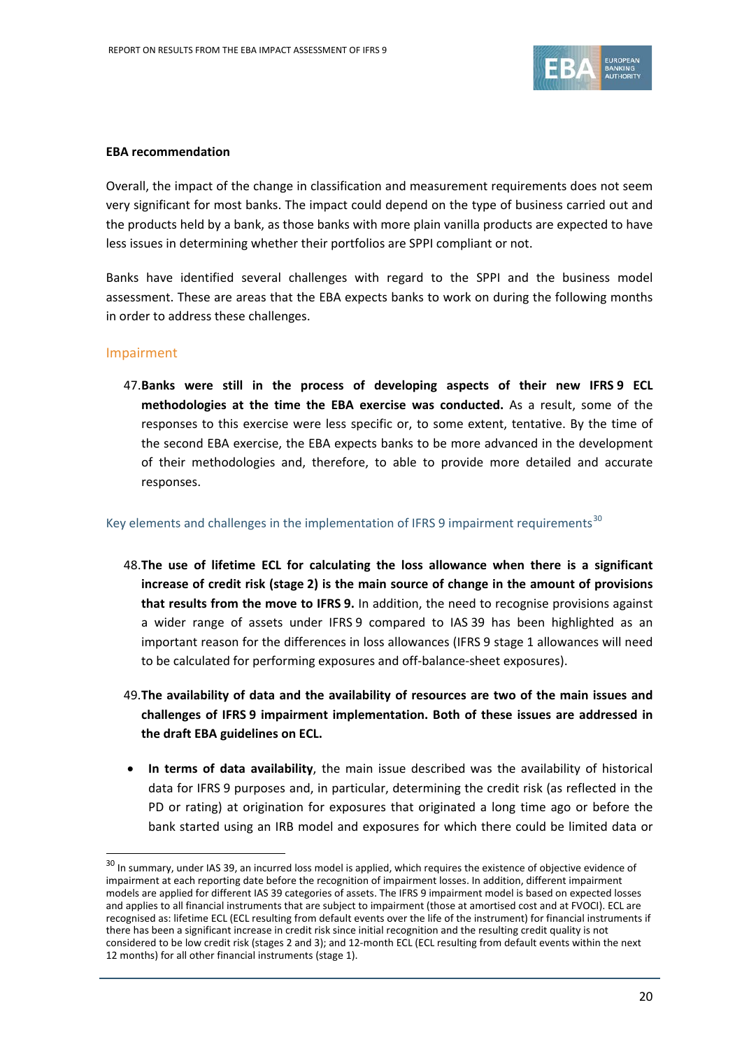**EBA recommendation**

Overall, the impact of the change in classification and measurement requirements does not seem very significant for most banks. The impact could depend on the type of business carried out and the products held by a bank, as those banks with more plain vanilla products are expected to have less issues in determining whether their portfolios are SPPI compliant or not.

Banks have identified several challenges with regard to the SPPI and the business model assessment. These are areas that the EBA expects banks to work on during the following months in order to address these challenges.

## Impairment

47. **Banks were still in the process of developing aspects of their new IFRS 9 ECL methodologies at the time the EBA exercise was conducted.** As a result, some of the responses to this exercise were less specific or, to some extent, tentative. By the time of the second EBA exercise, the EBA expects banks to be more advanced in the development of their methodologies and, therefore, to able to provide more detailed and accurate responses.

### Key elements and challenges in the implementation of IFRS 9 impairment requirements[30]

48. **The use of lifetime ECL for calculating the loss allowance when there is a significant increase of credit risk (stage 2) is the main source of change in the amount of provisions that results from the move to IFRS 9.** In addition, the need to recognise provisions against a wider range of assets under IFRS 9 compared to IAS 39 has been highlighted as an important reason for the differences in loss allowances (IFRS 9 stage 1 allowances will need to be calculated for performing exposures and off-balance-sheet exposures).

49. **The availability of data and the availability of resources are two of the main issues and challenges of IFRS 9 impairment implementation. Both of these issues are addressed in the draft EBA guidelines on ECL.**

- **In terms of data availability**, the main issue described was the availability of historical data for IFRS 9 purposes and, in particular, determining the credit risk (as reflected in the PD or rating) at origination for exposures that originated a long time ago or before the bank started using an IRB model and exposures for which there could be limited data or

---

[30] In summary, under IAS 39, an incurred loss model is applied, which requires the existence of objective evidence of impairment at each reporting date before the recognition of impairment losses. In addition, different impairment models are applied for different IAS 39 categories of assets. The IFRS 9 impairment model is based on expected losses and applies to all financial instruments that are subject to impairment (those at amortised cost and at FVOCI). ECL are recognised as: lifetime ECL (ECL resulting from default events over the life of the instrument) for financial instruments if there has been a significant increase in credit risk since initial recognition and the resulting credit quality is not considered to be low credit risk (stages 2 and 3); and 12-month ECL (ECL resulting from default events within the next 12 months) for all other financial instruments (stage 1).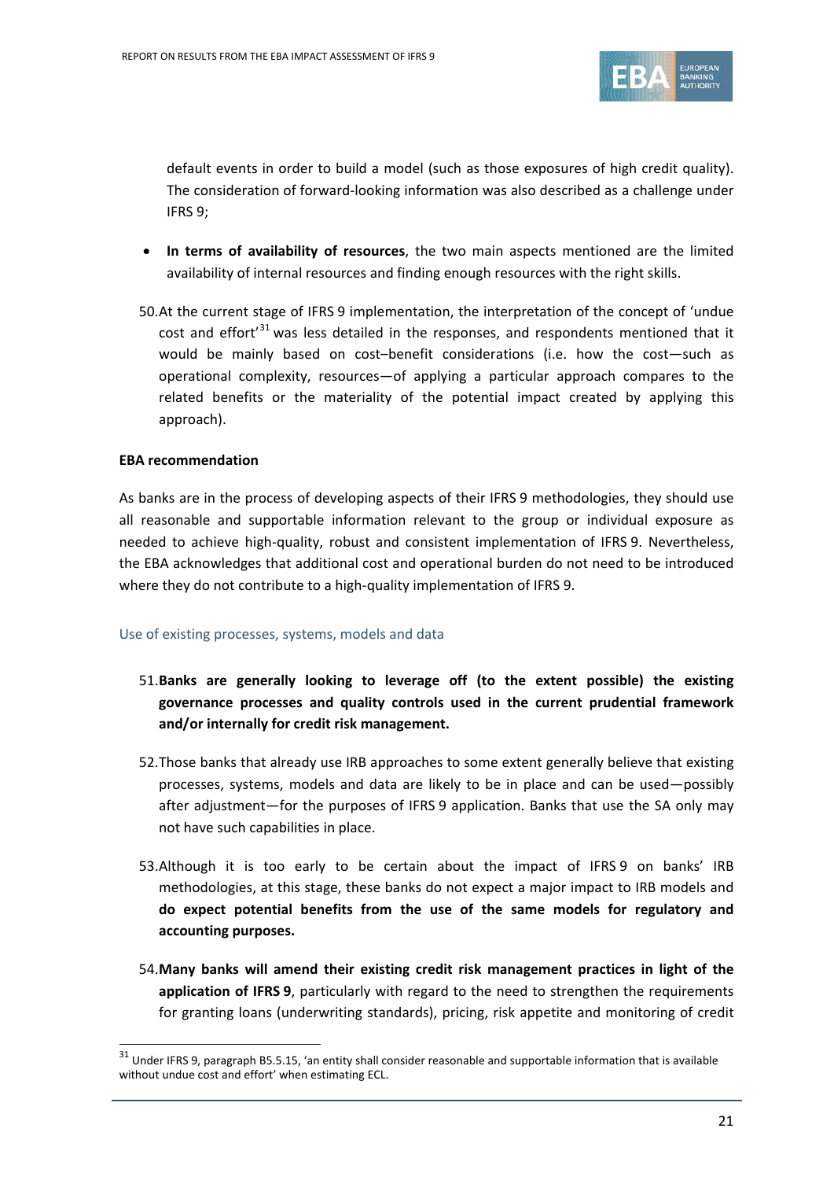default events in order to build a model (such as those exposures of high credit quality). The consideration of forward-looking information was also described as a challenge under IFRS 9;

- **In terms of availability of resources**, the two main aspects mentioned are the limited availability of internal resources and finding enough resources with the right skills.

50. At the current stage of IFRS 9 implementation, the interpretation of the concept of 'undue cost and effort'[31] was less detailed in the responses, and respondents mentioned that it would be mainly based on cost–benefit considerations (i.e. how the cost—such as operational complexity, resources—of applying a particular approach compares to the related benefits or the materiality of the potential impact created by applying this approach).

**EBA recommendation**

As banks are in the process of developing aspects of their IFRS 9 methodologies, they should use all reasonable and supportable information relevant to the group or individual exposure as needed to achieve high-quality, robust and consistent implementation of IFRS 9. Nevertheless, the EBA acknowledges that additional cost and operational burden do not need to be introduced where they do not contribute to a high-quality implementation of IFRS 9.

### Use of existing processes, systems, models and data

51. **Banks are generally looking to leverage off (to the extent possible) the existing governance processes and quality controls used in the current prudential framework and/or internally for credit risk management.**

52. Those banks that already use IRB approaches to some extent generally believe that existing processes, systems, models and data are likely to be in place and can be used—possibly after adjustment—for the purposes of IFRS 9 application. Banks that use the SA only may not have such capabilities in place.

53. Although it is too early to be certain about the impact of IFRS 9 on banks' IRB methodologies, at this stage, these banks do not expect a major impact to IRB models and **do expect potential benefits from the use of the same models for regulatory and accounting purposes.**

54. **Many banks will amend their existing credit risk management practices in light of the application of IFRS 9**, particularly with regard to the need to strengthen the requirements for granting loans (underwriting standards), pricing, risk appetite and monitoring of credit

[31] Under IFRS 9, paragraph B5.5.15, 'an entity shall consider reasonable and supportable information that is available without undue cost and effort' when estimating ECL.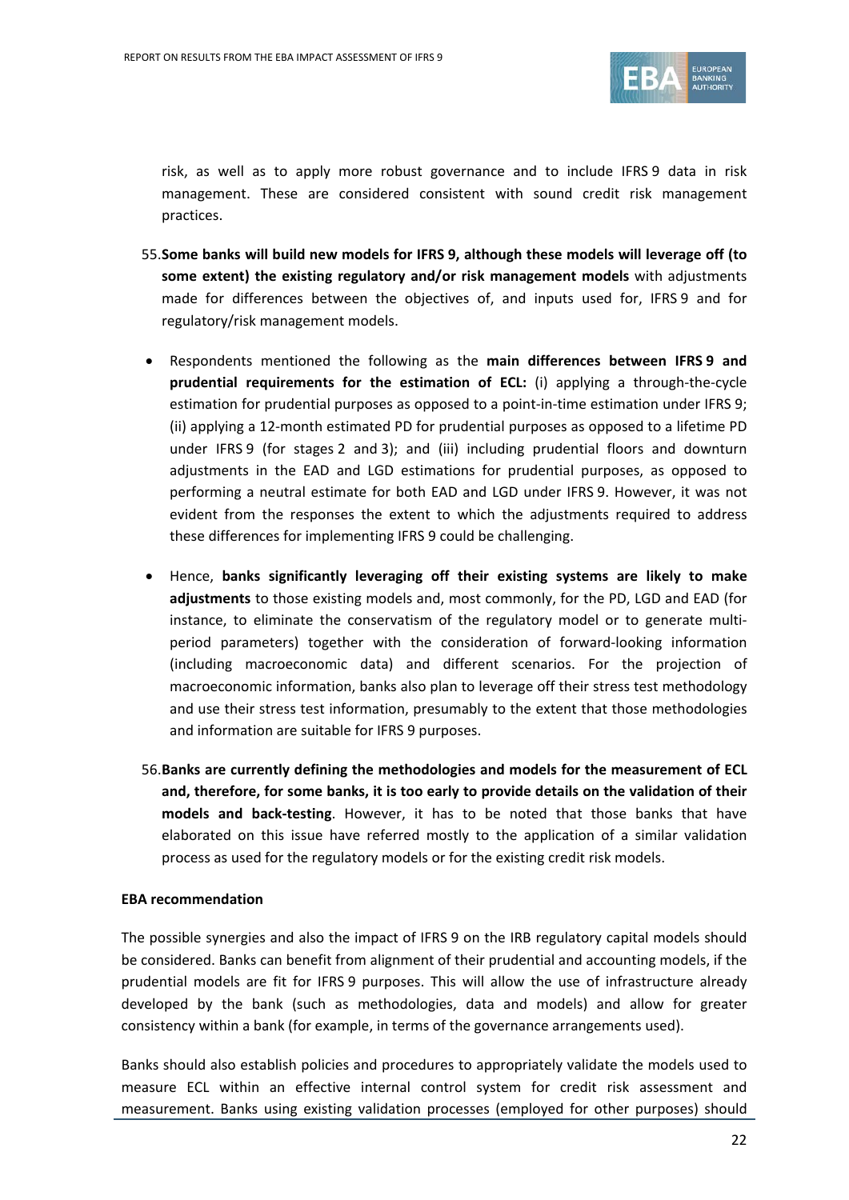risk, as well as to apply more robust governance and to include IFRS 9 data in risk management. These are considered consistent with sound credit risk management practices.

55. **Some banks will build new models for IFRS 9, although these models will leverage off (to some extent) the existing regulatory and/or risk management models** with adjustments made for differences between the objectives of, and inputs used for, IFRS 9 and for regulatory/risk management models.

- Respondents mentioned the following as the **main differences between IFRS 9 and prudential requirements for the estimation of ECL:** (i) applying a through-the-cycle estimation for prudential purposes as opposed to a point-in-time estimation under IFRS 9; (ii) applying a 12-month estimated PD for prudential purposes as opposed to a lifetime PD under IFRS 9 (for stages 2 and 3); and (iii) including prudential floors and downturn adjustments in the EAD and LGD estimations for prudential purposes, as opposed to performing a neutral estimate for both EAD and LGD under IFRS 9. However, it was not evident from the responses the extent to which the adjustments required to address these differences for implementing IFRS 9 could be challenging.

- Hence, **banks significantly leveraging off their existing systems are likely to make adjustments** to those existing models and, most commonly, for the PD, LGD and EAD (for instance, to eliminate the conservatism of the regulatory model or to generate multi-period parameters) together with the consideration of forward-looking information (including macroeconomic data) and different scenarios. For the projection of macroeconomic information, banks also plan to leverage off their stress test methodology and use their stress test information, presumably to the extent that those methodologies and information are suitable for IFRS 9 purposes.

56. **Banks are currently defining the methodologies and models for the measurement of ECL and, therefore, for some banks, it is too early to provide details on the validation of their models and back-testing**. However, it has to be noted that those banks that have elaborated on this issue have referred mostly to the application of a similar validation process as used for the regulatory models or for the existing credit risk models.

**EBA recommendation**

The possible synergies and also the impact of IFRS 9 on the IRB regulatory capital models should be considered. Banks can benefit from alignment of their prudential and accounting models, if the prudential models are fit for IFRS 9 purposes. This will allow the use of infrastructure already developed by the bank (such as methodologies, data and models) and allow for greater consistency within a bank (for example, in terms of the governance arrangements used).

Banks should also establish policies and procedures to appropriately validate the models used to measure ECL within an effective internal control system for credit risk assessment and measurement. Banks using existing validation processes (employed for other purposes) should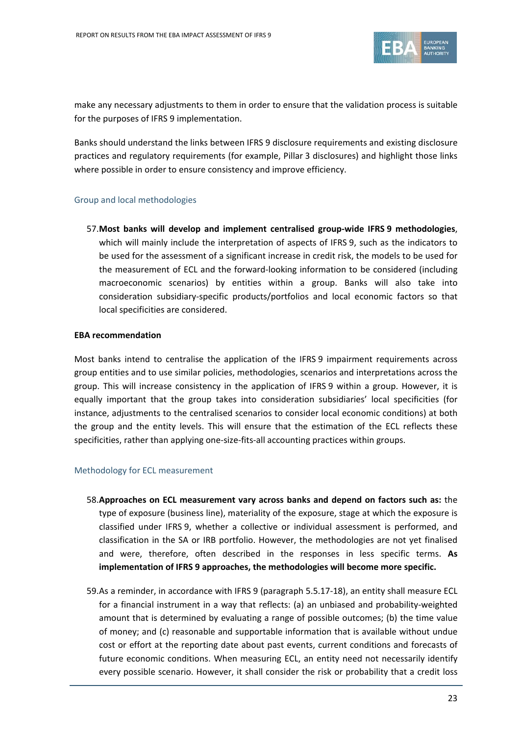make any necessary adjustments to them in order to ensure that the validation process is suitable for the purposes of IFRS 9 implementation.

Banks should understand the links between IFRS 9 disclosure requirements and existing disclosure practices and regulatory requirements (for example, Pillar 3 disclosures) and highlight those links where possible in order to ensure consistency and improve efficiency.

### Group and local methodologies

57. **Most banks will develop and implement centralised group-wide IFRS 9 methodologies**, which will mainly include the interpretation of aspects of IFRS 9, such as the indicators to be used for the assessment of a significant increase in credit risk, the models to be used for the measurement of ECL and the forward-looking information to be considered (including macroeconomic scenarios) by entities within a group. Banks will also take into consideration subsidiary-specific products/portfolios and local economic factors so that local specificities are considered.

**EBA recommendation**

Most banks intend to centralise the application of the IFRS 9 impairment requirements across group entities and to use similar policies, methodologies, scenarios and interpretations across the group. This will increase consistency in the application of IFRS 9 within a group. However, it is equally important that the group takes into consideration subsidiaries' local specificities (for instance, adjustments to the centralised scenarios to consider local economic conditions) at both the group and the entity levels. This will ensure that the estimation of the ECL reflects these specificities, rather than applying one-size-fits-all accounting practices within groups.

### Methodology for ECL measurement

58. **Approaches on ECL measurement vary across banks and depend on factors such as:** the type of exposure (business line), materiality of the exposure, stage at which the exposure is classified under IFRS 9, whether a collective or individual assessment is performed, and classification in the SA or IRB portfolio. However, the methodologies are not yet finalised and were, therefore, often described in the responses in less specific terms. **As implementation of IFRS 9 approaches, the methodologies will become more specific.**

59. As a reminder, in accordance with IFRS 9 (paragraph 5.5.17-18), an entity shall measure ECL for a financial instrument in a way that reflects: (a) an unbiased and probability-weighted amount that is determined by evaluating a range of possible outcomes; (b) the time value of money; and (c) reasonable and supportable information that is available without undue cost or effort at the reporting date about past events, current conditions and forecasts of future economic conditions. When measuring ECL, an entity need not necessarily identify every possible scenario. However, it shall consider the risk or probability that a credit loss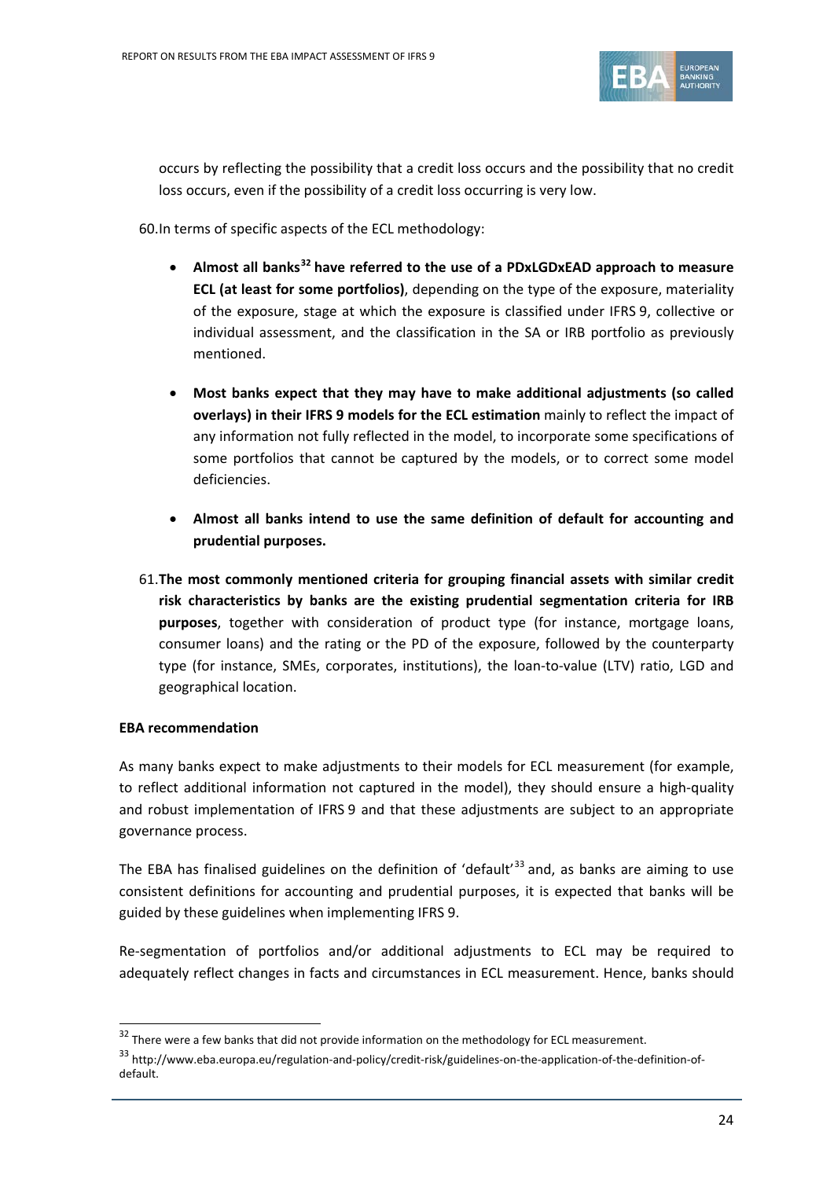occurs by reflecting the possibility that a credit loss occurs and the possibility that no credit loss occurs, even if the possibility of a credit loss occurring is very low.

60. In terms of specific aspects of the ECL methodology:

- **Almost all banks[32] have referred to the use of a PDxLGDxEAD approach to measure ECL (at least for some portfolios)**, depending on the type of the exposure, materiality of the exposure, stage at which the exposure is classified under IFRS 9, collective or individual assessment, and the classification in the SA or IRB portfolio as previously mentioned.

- **Most banks expect that they may have to make additional adjustments (so called overlays) in their IFRS 9 models for the ECL estimation** mainly to reflect the impact of any information not fully reflected in the model, to incorporate some specifications of some portfolios that cannot be captured by the models, or to correct some model deficiencies.

- **Almost all banks intend to use the same definition of default for accounting and prudential purposes.**

61. **The most commonly mentioned criteria for grouping financial assets with similar credit risk characteristics by banks are the existing prudential segmentation criteria for IRB purposes**, together with consideration of product type (for instance, mortgage loans, consumer loans) and the rating or the PD of the exposure, followed by the counterparty type (for instance, SMEs, corporates, institutions), the loan-to-value (LTV) ratio, LGD and geographical location.

**EBA recommendation**

As many banks expect to make adjustments to their models for ECL measurement (for example, to reflect additional information not captured in the model), they should ensure a high-quality and robust implementation of IFRS 9 and that these adjustments are subject to an appropriate governance process.

The EBA has finalised guidelines on the definition of 'default'[33] and, as banks are aiming to use consistent definitions for accounting and prudential purposes, it is expected that banks will be guided by these guidelines when implementing IFRS 9.

Re-segmentation of portfolios and/or additional adjustments to ECL may be required to adequately reflect changes in facts and circumstances in ECL measurement. Hence, banks should

---

[32] There were a few banks that did not provide information on the methodology for ECL measurement.

[33] http://www.eba.europa.eu/regulation-and-policy/credit-risk/guidelines-on-the-application-of-the-definition-of-default.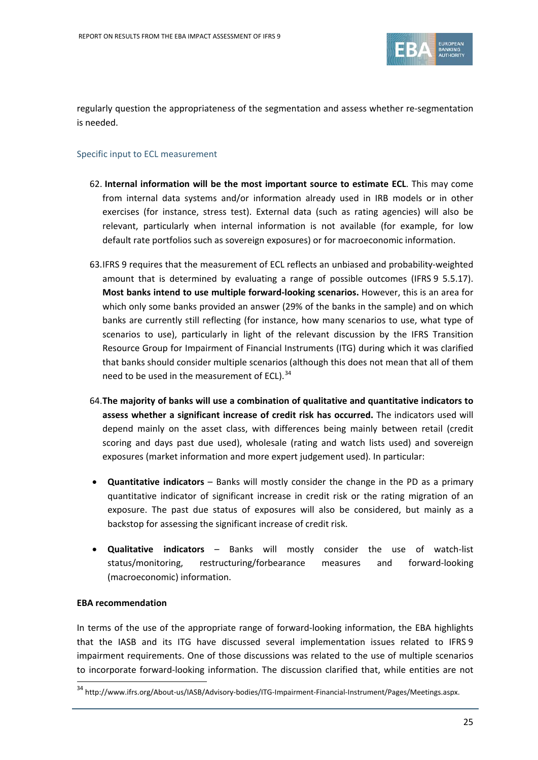regularly question the appropriateness of the segmentation and assess whether re-segmentation is needed.

### Specific input to ECL measurement

62. **Internal information will be the most important source to estimate ECL**. This may come from internal data systems and/or information already used in IRB models or in other exercises (for instance, stress test). External data (such as rating agencies) will also be relevant, particularly when internal information is not available (for example, for low default rate portfolios such as sovereign exposures) or for macroeconomic information.

63. IFRS 9 requires that the measurement of ECL reflects an unbiased and probability-weighted amount that is determined by evaluating a range of possible outcomes (IFRS 9 5.5.17). **Most banks intend to use multiple forward-looking scenarios.** However, this is an area for which only some banks provided an answer (29% of the banks in the sample) and on which banks are currently still reflecting (for instance, how many scenarios to use, what type of scenarios to use), particularly in light of the relevant discussion by the IFRS Transition Resource Group for Impairment of Financial Instruments (ITG) during which it was clarified that banks should consider multiple scenarios (although this does not mean that all of them need to be used in the measurement of ECL).[34]

64. **The majority of banks will use a combination of qualitative and quantitative indicators to assess whether a significant increase of credit risk has occurred.** The indicators used will depend mainly on the asset class, with differences being mainly between retail (credit scoring and days past due used), wholesale (rating and watch lists used) and sovereign exposures (market information and more expert judgement used). In particular:

- **Quantitative indicators** – Banks will mostly consider the change in the PD as a primary quantitative indicator of significant increase in credit risk or the rating migration of an exposure. The past due status of exposures will also be considered, but mainly as a backstop for assessing the significant increase of credit risk.
- **Qualitative indicators** – Banks will mostly consider the use of watch-list status/monitoring, restructuring/forbearance measures and forward-looking (macroeconomic) information.

**EBA recommendation**

In terms of the use of the appropriate range of forward-looking information, the EBA highlights that the IASB and its ITG have discussed several implementation issues related to IFRS 9 impairment requirements. One of those discussions was related to the use of multiple scenarios to incorporate forward-looking information. The discussion clarified that, while entities are not

[34] http://www.ifrs.org/About-us/IASB/Advisory-bodies/ITG-Impairment-Financial-Instrument/Pages/Meetings.aspx.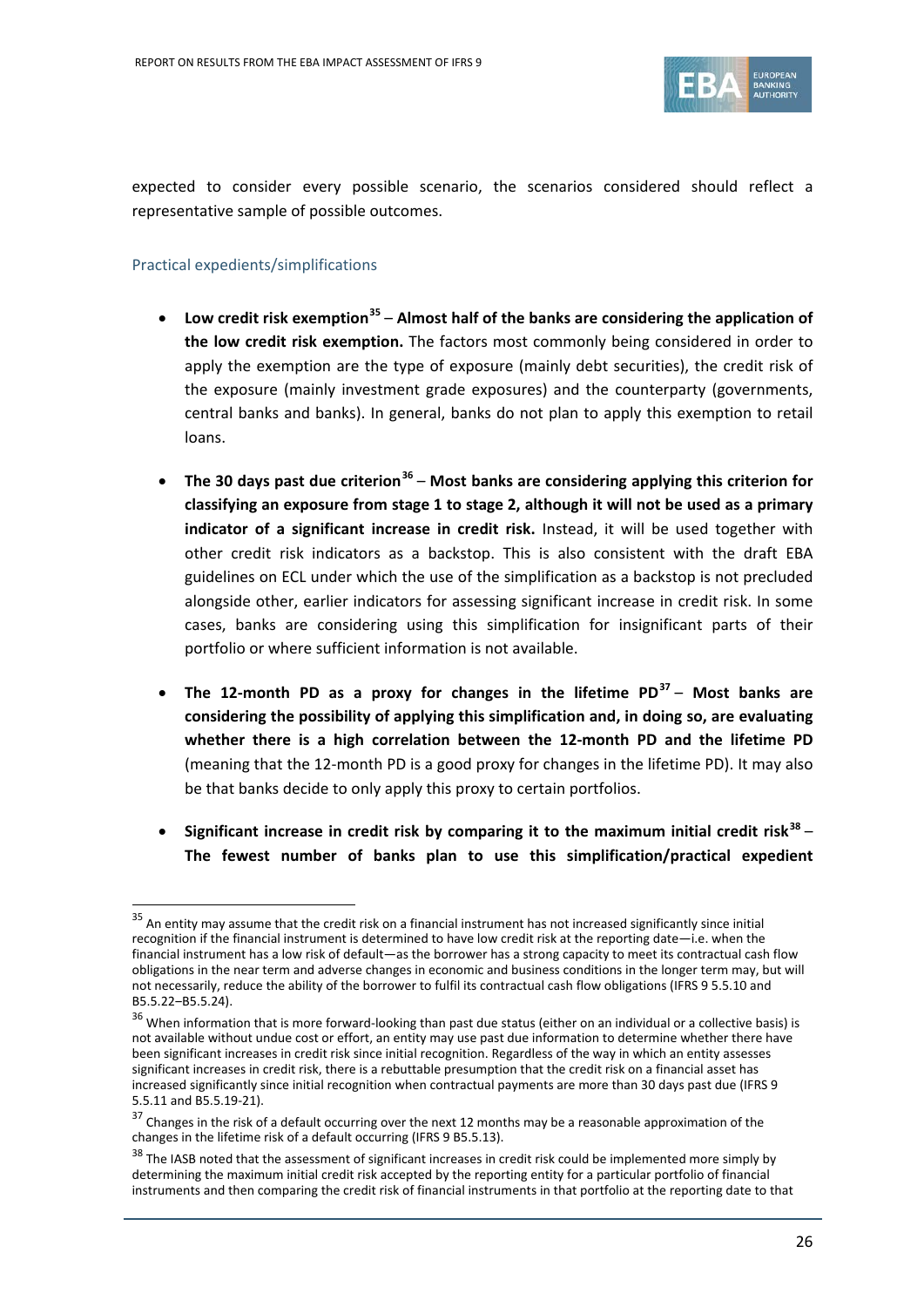expected to consider every possible scenario, the scenarios considered should reflect a representative sample of possible outcomes.

### Practical expedients/simplifications

- **Low credit risk exemption**[35] – **Almost half of the banks are considering the application of the low credit risk exemption.** The factors most commonly being considered in order to apply the exemption are the type of exposure (mainly debt securities), the credit risk of the exposure (mainly investment grade exposures) and the counterparty (governments, central banks and banks). In general, banks do not plan to apply this exemption to retail loans.

- **The 30 days past due criterion**[36] – **Most banks are considering applying this criterion for classifying an exposure from stage 1 to stage 2, although it will not be used as a primary indicator of a significant increase in credit risk.** Instead, it will be used together with other credit risk indicators as a backstop. This is also consistent with the draft EBA guidelines on ECL under which the use of the simplification as a backstop is not precluded alongside other, earlier indicators for assessing significant increase in credit risk. In some cases, banks are considering using this simplification for insignificant parts of their portfolio or where sufficient information is not available.

- **The 12-month PD as a proxy for changes in the lifetime PD**[37] – **Most banks are considering the possibility of applying this simplification and, in doing so, are evaluating whether there is a high correlation between the 12-month PD and the lifetime PD** (meaning that the 12-month PD is a good proxy for changes in the lifetime PD). It may also be that banks decide to only apply this proxy to certain portfolios.

- **Significant increase in credit risk by comparing it to the maximum initial credit risk**[38] – **The fewest number of banks plan to use this simplification/practical expedient**

---

[35] An entity may assume that the credit risk on a financial instrument has not increased significantly since initial recognition if the financial instrument is determined to have low credit risk at the reporting date—i.e. when the financial instrument has a low risk of default—as the borrower has a strong capacity to meet its contractual cash flow obligations in the near term and adverse changes in economic and business conditions in the longer term may, but will not necessarily, reduce the ability of the borrower to fulfil its contractual cash flow obligations (IFRS 9 5.5.10 and B5.5.22–B5.5.24).

[36] When information that is more forward-looking than past due status (either on an individual or a collective basis) is not available without undue cost or effort, an entity may use past due information to determine whether there have been significant increases in credit risk since initial recognition. Regardless of the way in which an entity assesses significant increases in credit risk, there is a rebuttable presumption that the credit risk on a financial asset has increased significantly since initial recognition when contractual payments are more than 30 days past due (IFRS 9 5.5.11 and B5.5.19-21).

[37] Changes in the risk of a default occurring over the next 12 months may be a reasonable approximation of the changes in the lifetime risk of a default occurring (IFRS 9 B5.5.13).

[38] The IASB noted that the assessment of significant increases in credit risk could be implemented more simply by determining the maximum initial credit risk accepted by the reporting entity for a particular portfolio of financial instruments and then comparing the credit risk of financial instruments in that portfolio at the reporting date to that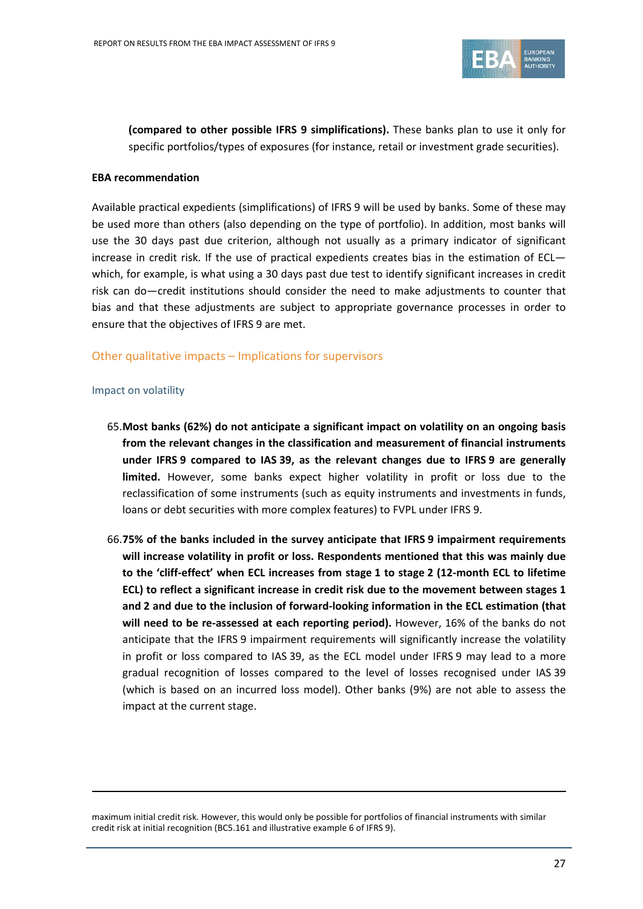(compared to other possible IFRS 9 simplifications). These banks plan to use it only for specific portfolios/types of exposures (for instance, retail or investment grade securities).

**EBA recommendation**

Available practical expedients (simplifications) of IFRS 9 will be used by banks. Some of these may be used more than others (also depending on the type of portfolio). In addition, most banks will use the 30 days past due criterion, although not usually as a primary indicator of significant increase in credit risk. If the use of practical expedients creates bias in the estimation of ECL—which, for example, is what using a 30 days past due test to identify significant increases in credit risk can do—credit institutions should consider the need to make adjustments to counter that bias and that these adjustments are subject to appropriate governance processes in order to ensure that the objectives of IFRS 9 are met.

## Other qualitative impacts – Implications for supervisors

### Impact on volatility

65. **Most banks (62%) do not anticipate a significant impact on volatility on an ongoing basis from the relevant changes in the classification and measurement of financial instruments under IFRS 9 compared to IAS 39, as the relevant changes due to IFRS 9 are generally limited.** However, some banks expect higher volatility in profit or loss due to the reclassification of some instruments (such as equity instruments and investments in funds, loans or debt securities with more complex features) to FVPL under IFRS 9.

66. **75% of the banks included in the survey anticipate that IFRS 9 impairment requirements will increase volatility in profit or loss. Respondents mentioned that this was mainly due to the 'cliff-effect' when ECL increases from stage 1 to stage 2 (12-month ECL to lifetime ECL) to reflect a significant increase in credit risk due to the movement between stages 1 and 2 and due to the inclusion of forward-looking information in the ECL estimation (that will need to be re-assessed at each reporting period).** However, 16% of the banks do not anticipate that the IFRS 9 impairment requirements will significantly increase the volatility in profit or loss compared to IAS 39, as the ECL model under IFRS 9 may lead to a more gradual recognition of losses compared to the level of losses recognised under IAS 39 (which is based on an incurred loss model). Other banks (9%) are not able to assess the impact at the current stage.

---

maximum initial credit risk. However, this would only be possible for portfolios of financial instruments with similar credit risk at initial recognition (BC5.161 and illustrative example 6 of IFRS 9).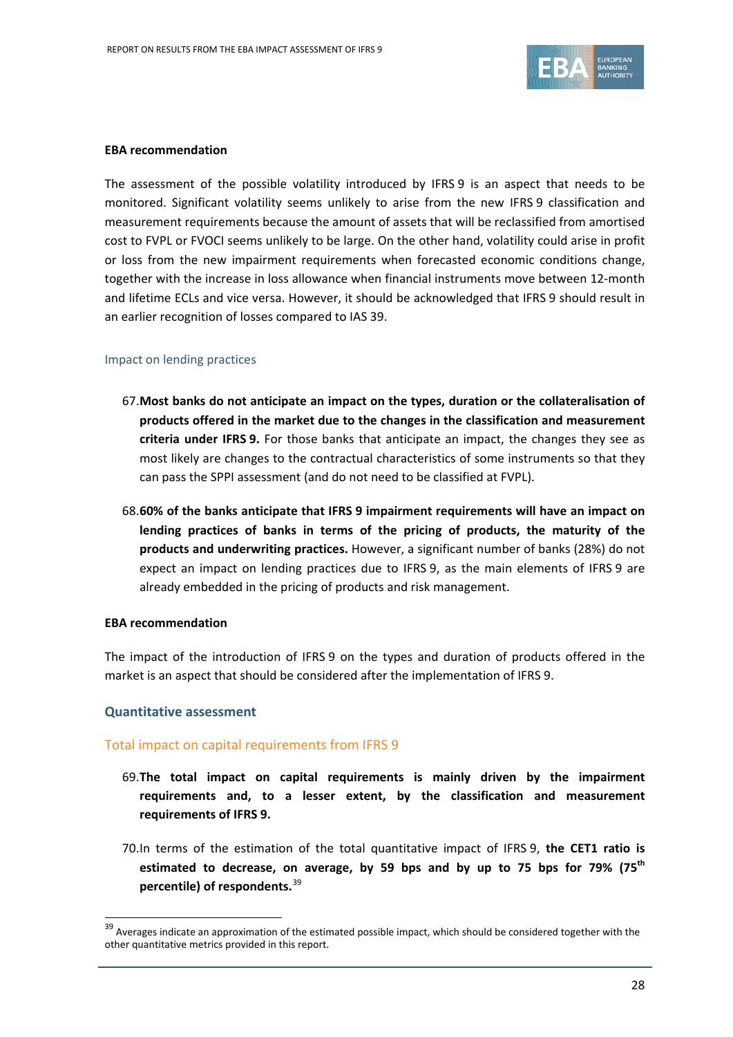**EBA recommendation**

The assessment of the possible volatility introduced by IFRS 9 is an aspect that needs to be monitored. Significant volatility seems unlikely to arise from the new IFRS 9 classification and measurement requirements because the amount of assets that will be reclassified from amortised cost to FVPL or FVOCI seems unlikely to be large. On the other hand, volatility could arise in profit or loss from the new impairment requirements when forecasted economic conditions change, together with the increase in loss allowance when financial instruments move between 12-month and lifetime ECLs and vice versa. However, it should be acknowledged that IFRS 9 should result in an earlier recognition of losses compared to IAS 39.

### Impact on lending practices

67. **Most banks do not anticipate an impact on the types, duration or the collateralisation of products offered in the market due to the changes in the classification and measurement criteria under IFRS 9.** For those banks that anticipate an impact, the changes they see as most likely are changes to the contractual characteristics of some instruments so that they can pass the SPPI assessment (and do not need to be classified at FVPL).

68. **60% of the banks anticipate that IFRS 9 impairment requirements will have an impact on lending practices of banks in terms of the pricing of products, the maturity of the products and underwriting practices.** However, a significant number of banks (28%) do not expect an impact on lending practices due to IFRS 9, as the main elements of IFRS 9 are already embedded in the pricing of products and risk management.

**EBA recommendation**

The impact of the introduction of IFRS 9 on the types and duration of products offered in the market is an aspect that should be considered after the implementation of IFRS 9.

## Quantitative assessment

### Total impact on capital requirements from IFRS 9

69. **The total impact on capital requirements is mainly driven by the impairment requirements and, to a lesser extent, by the classification and measurement requirements of IFRS 9.**

70. In terms of the estimation of the total quantitative impact of IFRS 9, **the CET1 ratio is estimated to decrease, on average, by 59 bps and by up to 75 bps for 79% (75th percentile) of respondents.**[39]

[39] Averages indicate an approximation of the estimated possible impact, which should be considered together with the other quantitative metrics provided in this report.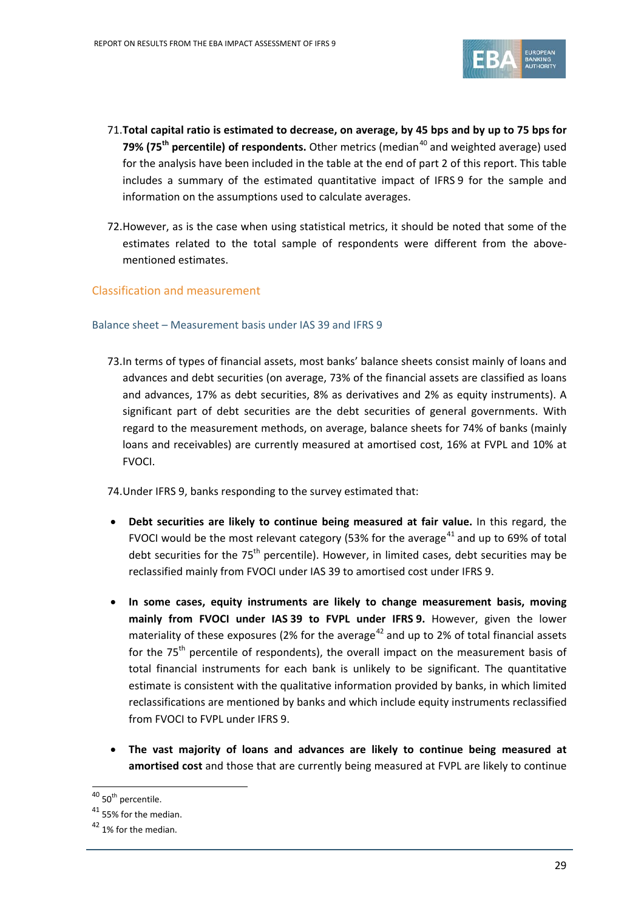71. **Total capital ratio is estimated to decrease, on average, by 45 bps and by up to 75 bps for 79% (75th percentile) of respondents.** Other metrics (median[40] and weighted average) used for the analysis have been included in the table at the end of part 2 of this report. This table includes a summary of the estimated quantitative impact of IFRS 9 for the sample and information on the assumptions used to calculate averages.

72. However, as is the case when using statistical metrics, it should be noted that some of the estimates related to the total sample of respondents were different from the above-mentioned estimates.

## Classification and measurement

### Balance sheet – Measurement basis under IAS 39 and IFRS 9

73. In terms of types of financial assets, most banks' balance sheets consist mainly of loans and advances and debt securities (on average, 73% of the financial assets are classified as loans and advances, 17% as debt securities, 8% as derivatives and 2% as equity instruments). A significant part of debt securities are the debt securities of general governments. With regard to the measurement methods, on average, balance sheets for 74% of banks (mainly loans and receivables) are currently measured at amortised cost, 16% at FVPL and 10% at FVOCI.

74. Under IFRS 9, banks responding to the survey estimated that:

- **Debt securities are likely to continue being measured at fair value.** In this regard, the FVOCI would be the most relevant category (53% for the average[41] and up to 69% of total debt securities for the 75th percentile). However, in limited cases, debt securities may be reclassified mainly from FVOCI under IAS 39 to amortised cost under IFRS 9.

- **In some cases, equity instruments are likely to change measurement basis, moving mainly from FVOCI under IAS 39 to FVPL under IFRS 9.** However, given the lower materiality of these exposures (2% for the average[42] and up to 2% of total financial assets for the 75th percentile of respondents), the overall impact on the measurement basis of total financial instruments for each bank is unlikely to be significant. The quantitative estimate is consistent with the qualitative information provided by banks, in which limited reclassifications are mentioned by banks and which include equity instruments reclassified from FVOCI to FVPL under IFRS 9.

- **The vast majority of loans and advances are likely to continue being measured at amortised cost** and those that are currently being measured at FVPL are likely to continue

---

[40] 50th percentile.

[41] 55% for the median.

[42] 1% for the median.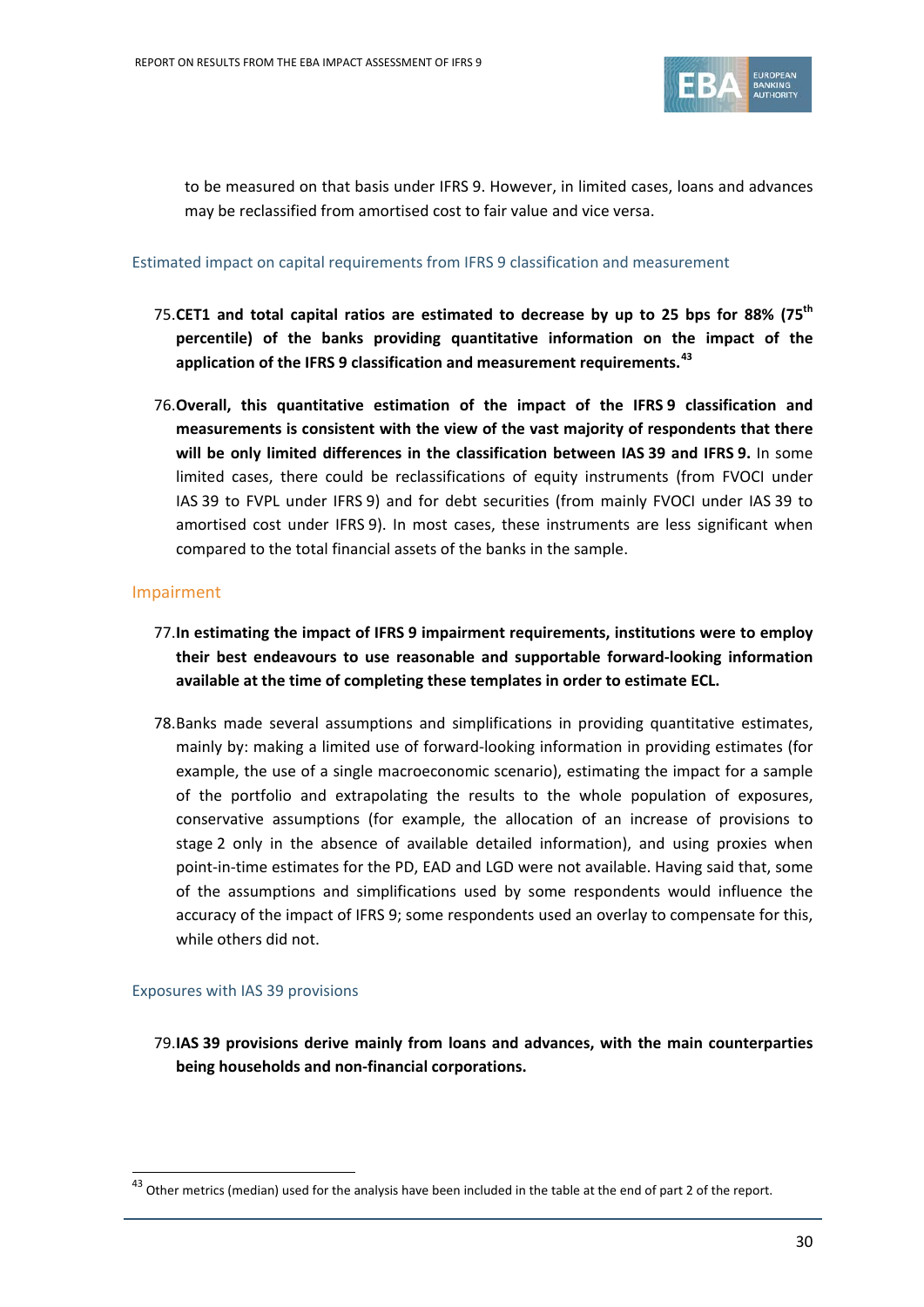to be measured on that basis under IFRS 9. However, in limited cases, loans and advances may be reclassified from amortised cost to fair value and vice versa.

### Estimated impact on capital requirements from IFRS 9 classification and measurement

75. **CET1 and total capital ratios are estimated to decrease by up to 25 bps for 88% (75$^{th}$ percentile) of the banks providing quantitative information on the impact of the application of the IFRS 9 classification and measurement requirements.**[43]

76. **Overall, this quantitative estimation of the impact of the IFRS 9 classification and measurements is consistent with the view of the vast majority of respondents that there will be only limited differences in the classification between IAS 39 and IFRS 9.** In some limited cases, there could be reclassifications of equity instruments (from FVOCI under IAS 39 to FVPL under IFRS 9) and for debt securities (from mainly FVOCI under IAS 39 to amortised cost under IFRS 9). In most cases, these instruments are less significant when compared to the total financial assets of the banks in the sample.

## Impairment

77. **In estimating the impact of IFRS 9 impairment requirements, institutions were to employ their best endeavours to use reasonable and supportable forward-looking information available at the time of completing these templates in order to estimate ECL.**

78. Banks made several assumptions and simplifications in providing quantitative estimates, mainly by: making a limited use of forward-looking information in providing estimates (for example, the use of a single macroeconomic scenario), estimating the impact for a sample of the portfolio and extrapolating the results to the whole population of exposures, conservative assumptions (for example, the allocation of an increase of provisions to stage 2 only in the absence of available detailed information), and using proxies when point-in-time estimates for the PD, EAD and LGD were not available. Having said that, some of the assumptions and simplifications used by some respondents would influence the accuracy of the impact of IFRS 9; some respondents used an overlay to compensate for this, while others did not.

### Exposures with IAS 39 provisions

79. **IAS 39 provisions derive mainly from loans and advances, with the main counterparties being households and non-financial corporations.**

---

[43] Other metrics (median) used for the analysis have been included in the table at the end of part 2 of the report.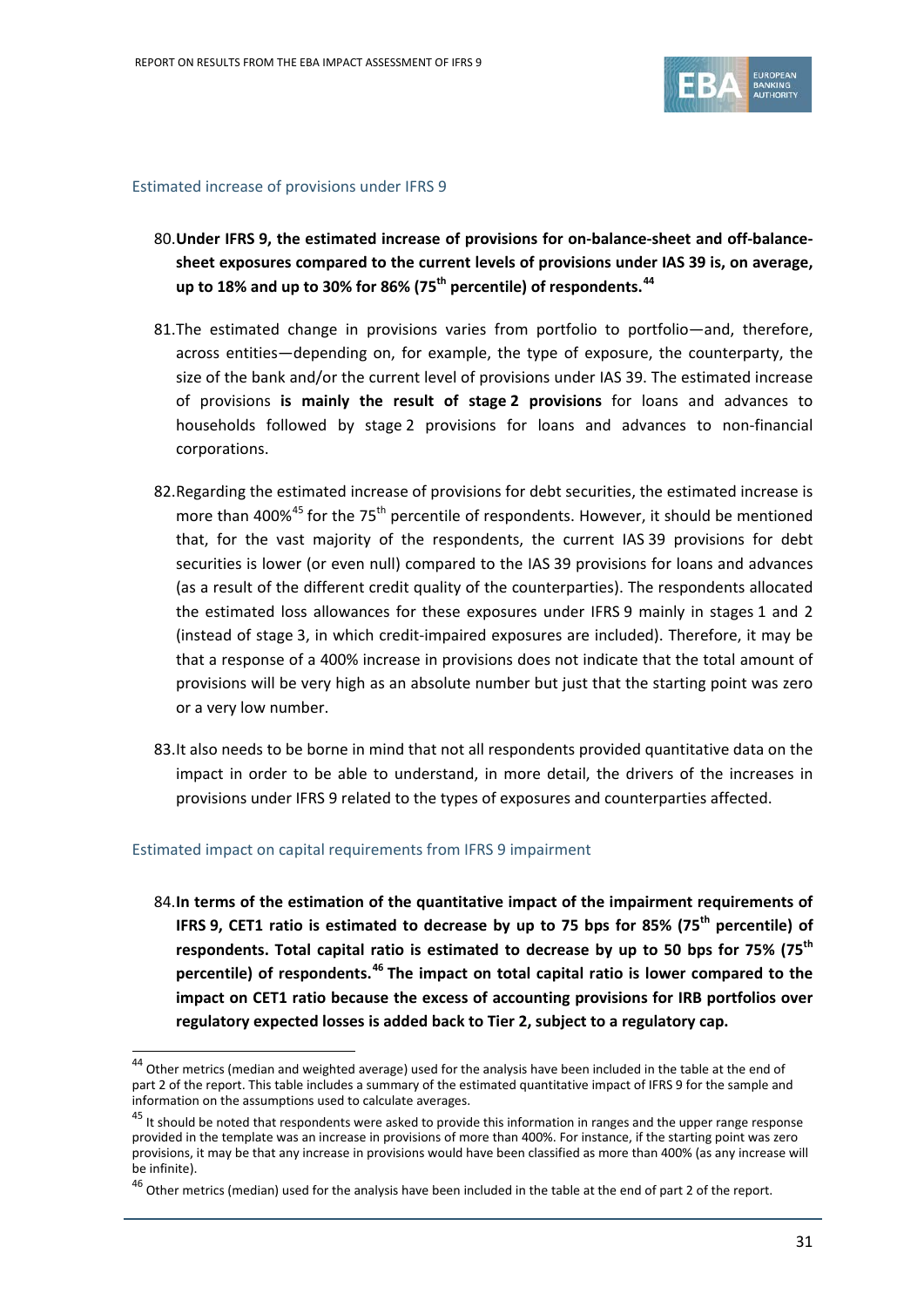### Estimated increase of provisions under IFRS 9

80. **Under IFRS 9, the estimated increase of provisions for on-balance-sheet and off-balance-sheet exposures compared to the current levels of provisions under IAS 39 is, on average, up to 18% and up to 30% for 86% (75th percentile) of respondents.**[44]

81. The estimated change in provisions varies from portfolio to portfolio—and, therefore, across entities—depending on, for example, the type of exposure, the counterparty, the size of the bank and/or the current level of provisions under IAS 39. The estimated increase of provisions **is mainly the result of stage 2 provisions** for loans and advances to households followed by stage 2 provisions for loans and advances to non-financial corporations.

82. Regarding the estimated increase of provisions for debt securities, the estimated increase is more than 400%[45] for the 75th percentile of respondents. However, it should be mentioned that, for the vast majority of the respondents, the current IAS 39 provisions for debt securities is lower (or even null) compared to the IAS 39 provisions for loans and advances (as a result of the different credit quality of the counterparties). The respondents allocated the estimated loss allowances for these exposures under IFRS 9 mainly in stages 1 and 2 (instead of stage 3, in which credit-impaired exposures are included). Therefore, it may be that a response of a 400% increase in provisions does not indicate that the total amount of provisions will be very high as an absolute number but just that the starting point was zero or a very low number.

83. It also needs to be borne in mind that not all respondents provided quantitative data on the impact in order to be able to understand, in more detail, the drivers of the increases in provisions under IFRS 9 related to the types of exposures and counterparties affected.

### Estimated impact on capital requirements from IFRS 9 impairment

84. **In terms of the estimation of the quantitative impact of the impairment requirements of IFRS 9, CET1 ratio is estimated to decrease by up to 75 bps for 85% (75th percentile) of respondents. Total capital ratio is estimated to decrease by up to 50 bps for 75% (75th percentile) of respondents.**[46] **The impact on total capital ratio is lower compared to the impact on CET1 ratio because the excess of accounting provisions for IRB portfolios over regulatory expected losses is added back to Tier 2, subject to a regulatory cap.**

---

[44] Other metrics (median and weighted average) used for the analysis have been included in the table at the end of part 2 of the report. This table includes a summary of the estimated quantitative impact of IFRS 9 for the sample and information on the assumptions used to calculate averages.

[45] It should be noted that respondents were asked to provide this information in ranges and the upper range response provided in the template was an increase in provisions of more than 400%. For instance, if the starting point was zero provisions, it may be that any increase in provisions would have been classified as more than 400% (as any increase will be infinite).

[46] Other metrics (median) used for the analysis have been included in the table at the end of part 2 of the report.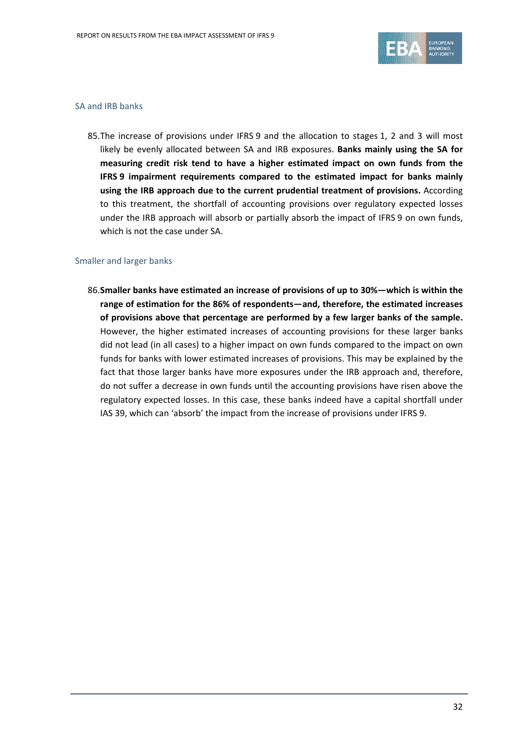### SA and IRB banks

85. The increase of provisions under IFRS 9 and the allocation to stages 1, 2 and 3 will most likely be evenly allocated between SA and IRB exposures. **Banks mainly using the SA for measuring credit risk tend to have a higher estimated impact on own funds from the IFRS 9 impairment requirements compared to the estimated impact for banks mainly using the IRB approach due to the current prudential treatment of provisions.** According to this treatment, the shortfall of accounting provisions over regulatory expected losses under the IRB approach will absorb or partially absorb the impact of IFRS 9 on own funds, which is not the case under SA.

### Smaller and larger banks

86. **Smaller banks have estimated an increase of provisions of up to 30%—which is within the range of estimation for the 86% of respondents—and, therefore, the estimated increases of provisions above that percentage are performed by a few larger banks of the sample.** However, the higher estimated increases of accounting provisions for these larger banks did not lead (in all cases) to a higher impact on own funds compared to the impact on own funds for banks with lower estimated increases of provisions. This may be explained by the fact that those larger banks have more exposures under the IRB approach and, therefore, do not suffer a decrease in own funds until the accounting provisions have risen above the regulatory expected losses. In this case, these banks indeed have a capital shortfall under IAS 39, which can 'absorb' the impact from the increase of provisions under IFRS 9.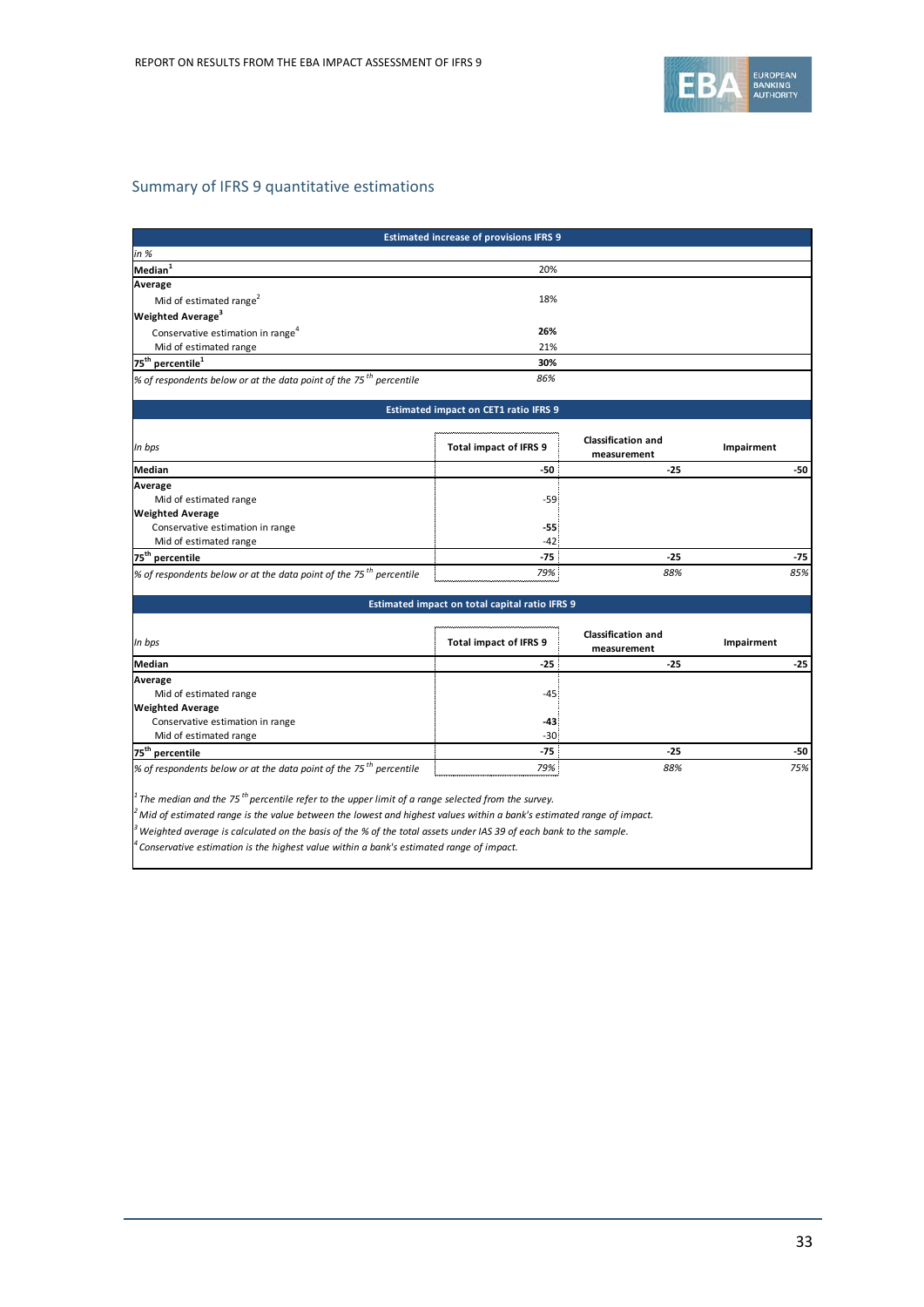## Summary of IFRS 9 quantitative estimations

| Estimated increase of provisions IFRS 9 | |
|---|---|
| *in %* | |
| **Median**[1] | 20% |
| **Average** | |
| Mid of estimated range[2] | 18% |
| **Weighted Average**[3] | |
| Conservative estimation in range[4] | **26%** |
| Mid of estimated range | 21% |
| **75th percentile**[1] | **30%** |
| *% of respondents below or at the data point of the 75th percentile* | *86%* |

| Estimated impact on CET1 ratio IFRS 9 | | | |
|---|---|---|---|
| *In bps* | **Total impact of IFRS 9** | **Classification and measurement** | **Impairment** |
| **Median** | **-50** | **-25** | **-50** |
| **Average** | | | |
| Mid of estimated range | -59 | | |
| **Weighted Average** | | | |
| Conservative estimation in range | **-55** | | |
| Mid of estimated range | -42 | | |
| **75th percentile** | **-75** | **-25** | **-75** |
| *% of respondents below or at the data point of the 75th percentile* | *79%* | *88%* | *85%* |

| Estimated impact on total capital ratio IFRS 9 | | | |
|---|---|---|---|
| *In bps* | **Total impact of IFRS 9** | **Classification and measurement** | **Impairment** |
| **Median** | **-25** | **-25** | **-25** |
| **Average** | | | |
| Mid of estimated range | -45 | | |
| **Weighted Average** | | | |
| Conservative estimation in range | **-43** | | |
| Mid of estimated range | -30 | | |
| **75th percentile** | **-75** | **-25** | **-50** |
| *% of respondents below or at the data point of the 75th percentile* | *79%* | *88%* | *75%* |

*[1] The median and the 75th percentile refer to the upper limit of a range selected from the survey.*

*[2] Mid of estimated range is the value between the lowest and highest values within a bank's estimated range of impact.*

*[3] Weighted average is calculated on the basis of the % of the total assets under IAS 39 of each bank to the sample.*

*[4] Conservative estimation is the highest value within a bank's estimated range of impact.*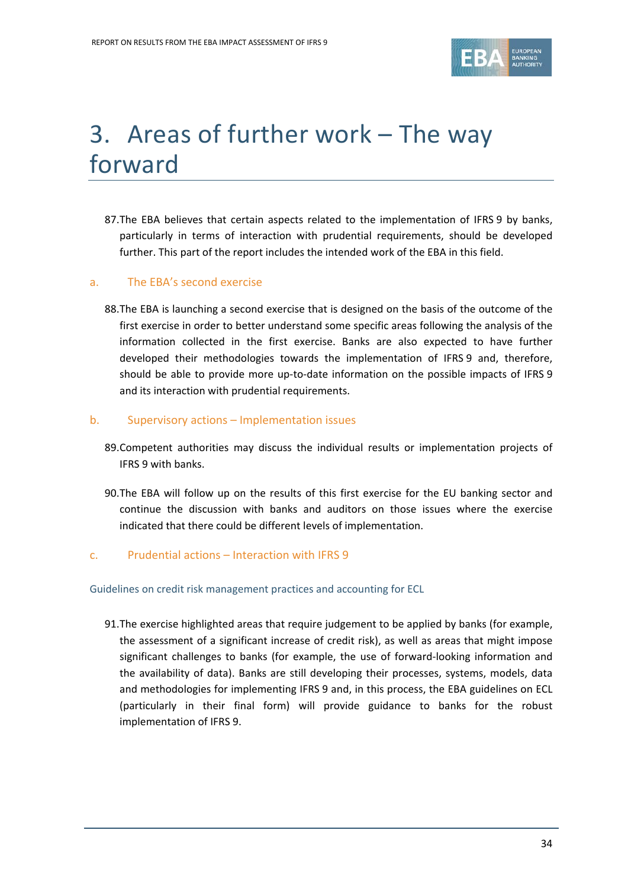# 3. Areas of further work – The way forward

87. The EBA believes that certain aspects related to the implementation of IFRS 9 by banks, particularly in terms of interaction with prudential requirements, should be developed further. This part of the report includes the intended work of the EBA in this field.

## a. The EBA's second exercise

88. The EBA is launching a second exercise that is designed on the basis of the outcome of the first exercise in order to better understand some specific areas following the analysis of the information collected in the first exercise. Banks are also expected to have further developed their methodologies towards the implementation of IFRS 9 and, therefore, should be able to provide more up-to-date information on the possible impacts of IFRS 9 and its interaction with prudential requirements.

## b. Supervisory actions – Implementation issues

89. Competent authorities may discuss the individual results or implementation projects of IFRS 9 with banks.

90. The EBA will follow up on the results of this first exercise for the EU banking sector and continue the discussion with banks and auditors on those issues where the exercise indicated that there could be different levels of implementation.

## c. Prudential actions – Interaction with IFRS 9

### Guidelines on credit risk management practices and accounting for ECL

91. The exercise highlighted areas that require judgement to be applied by banks (for example, the assessment of a significant increase of credit risk), as well as areas that might impose significant challenges to banks (for example, the use of forward-looking information and the availability of data). Banks are still developing their processes, systems, models, data and methodologies for implementing IFRS 9 and, in this process, the EBA guidelines on ECL (particularly in their final form) will provide guidance to banks for the robust implementation of IFRS 9.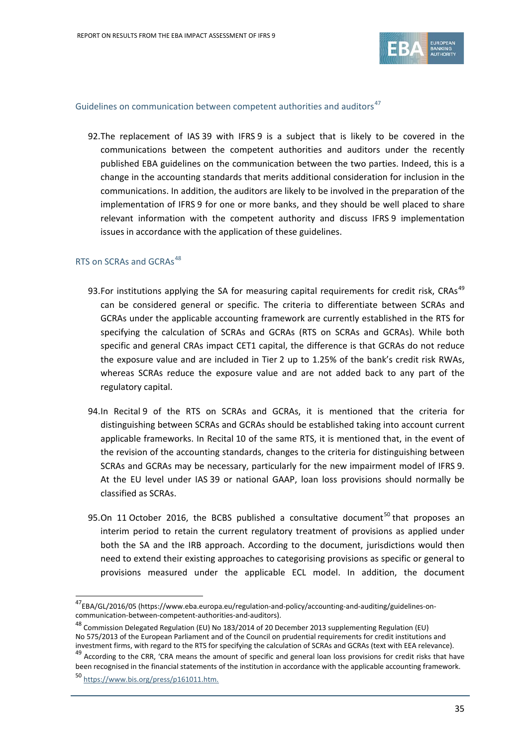### Guidelines on communication between competent authorities and auditors[47]

92. The replacement of IAS 39 with IFRS 9 is a subject that is likely to be covered in the communications between the competent authorities and auditors under the recently published EBA guidelines on the communication between the two parties. Indeed, this is a change in the accounting standards that merits additional consideration for inclusion in the communications. In addition, the auditors are likely to be involved in the preparation of the implementation of IFRS 9 for one or more banks, and they should be well placed to share relevant information with the competent authority and discuss IFRS 9 implementation issues in accordance with the application of these guidelines.

### RTS on SCRAs and GCRAs[48]

93. For institutions applying the SA for measuring capital requirements for credit risk, CRAs[49] can be considered general or specific. The criteria to differentiate between SCRAs and GCRAs under the applicable accounting framework are currently established in the RTS for specifying the calculation of SCRAs and GCRAs (RTS on SCRAs and GCRAs). While both specific and general CRAs impact CET1 capital, the difference is that GCRAs do not reduce the exposure value and are included in Tier 2 up to 1.25% of the bank's credit risk RWAs, whereas SCRAs reduce the exposure value and are not added back to any part of the regulatory capital.

94. In Recital 9 of the RTS on SCRAs and GCRAs, it is mentioned that the criteria for distinguishing between SCRAs and GCRAs should be established taking into account current applicable frameworks. In Recital 10 of the same RTS, it is mentioned that, in the event of the revision of the accounting standards, changes to the criteria for distinguishing between SCRAs and GCRAs may be necessary, particularly for the new impairment model of IFRS 9. At the EU level under IAS 39 or national GAAP, loan loss provisions should normally be classified as SCRAs.

95. On 11 October 2016, the BCBS published a consultative document[50] that proposes an interim period to retain the current regulatory treatment of provisions as applied under both the SA and the IRB approach. According to the document, jurisdictions would then need to extend their existing approaches to categorising provisions as specific or general to provisions measured under the applicable ECL model. In addition, the document

---

[47] EBA/GL/2016/05 (https://www.eba.europa.eu/regulation-and-policy/accounting-and-auditing/guidelines-on-communication-between-competent-authorities-and-auditors).

[48] Commission Delegated Regulation (EU) No 183/2014 of 20 December 2013 supplementing Regulation (EU) No 575/2013 of the European Parliament and of the Council on prudential requirements for credit institutions and investment firms, with regard to the RTS for specifying the calculation of SCRAs and GCRAs (text with EEA relevance).

[49] According to the CRR, 'CRA means the amount of specific and general loan loss provisions for credit risks that have been recognised in the financial statements of the institution in accordance with the applicable accounting framework.

[50] https://www.bis.org/press/p161011.htm.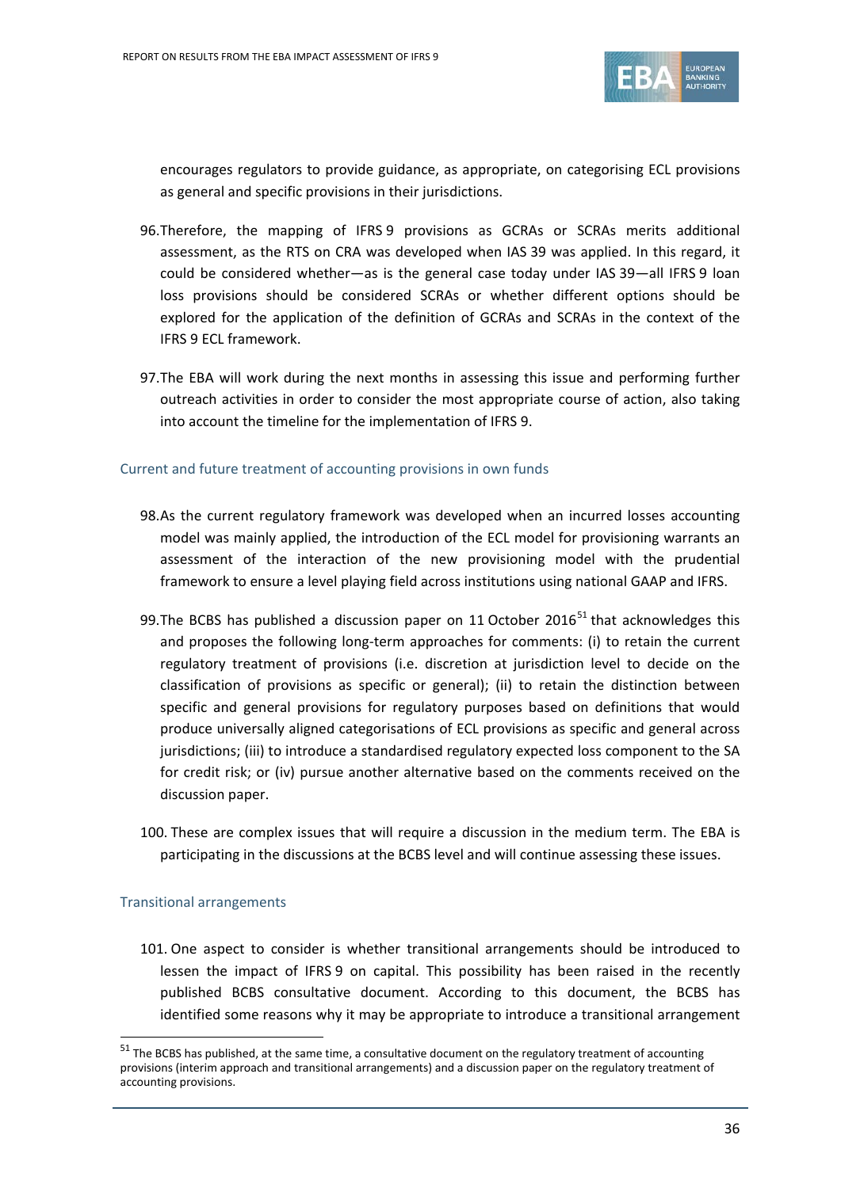encourages regulators to provide guidance, as appropriate, on categorising ECL provisions as general and specific provisions in their jurisdictions.

96. Therefore, the mapping of IFRS 9 provisions as GCRAs or SCRAs merits additional assessment, as the RTS on CRA was developed when IAS 39 was applied. In this regard, it could be considered whether—as is the general case today under IAS 39—all IFRS 9 loan loss provisions should be considered SCRAs or whether different options should be explored for the application of the definition of GCRAs and SCRAs in the context of the IFRS 9 ECL framework.

97. The EBA will work during the next months in assessing this issue and performing further outreach activities in order to consider the most appropriate course of action, also taking into account the timeline for the implementation of IFRS 9.

### Current and future treatment of accounting provisions in own funds

98. As the current regulatory framework was developed when an incurred losses accounting model was mainly applied, the introduction of the ECL model for provisioning warrants an assessment of the interaction of the new provisioning model with the prudential framework to ensure a level playing field across institutions using national GAAP and IFRS.

99. The BCBS has published a discussion paper on 11 October 2016[51] that acknowledges this and proposes the following long-term approaches for comments: (i) to retain the current regulatory treatment of provisions (i.e. discretion at jurisdiction level to decide on the classification of provisions as specific or general); (ii) to retain the distinction between specific and general provisions for regulatory purposes based on definitions that would produce universally aligned categorisations of ECL provisions as specific and general across jurisdictions; (iii) to introduce a standardised regulatory expected loss component to the SA for credit risk; or (iv) pursue another alternative based on the comments received on the discussion paper.

100. These are complex issues that will require a discussion in the medium term. The EBA is participating in the discussions at the BCBS level and will continue assessing these issues.

### Transitional arrangements

101. One aspect to consider is whether transitional arrangements should be introduced to lessen the impact of IFRS 9 on capital. This possibility has been raised in the recently published BCBS consultative document. According to this document, the BCBS has identified some reasons why it may be appropriate to introduce a transitional arrangement

---

[51] The BCBS has published, at the same time, a consultative document on the regulatory treatment of accounting provisions (interim approach and transitional arrangements) and a discussion paper on the regulatory treatment of accounting provisions.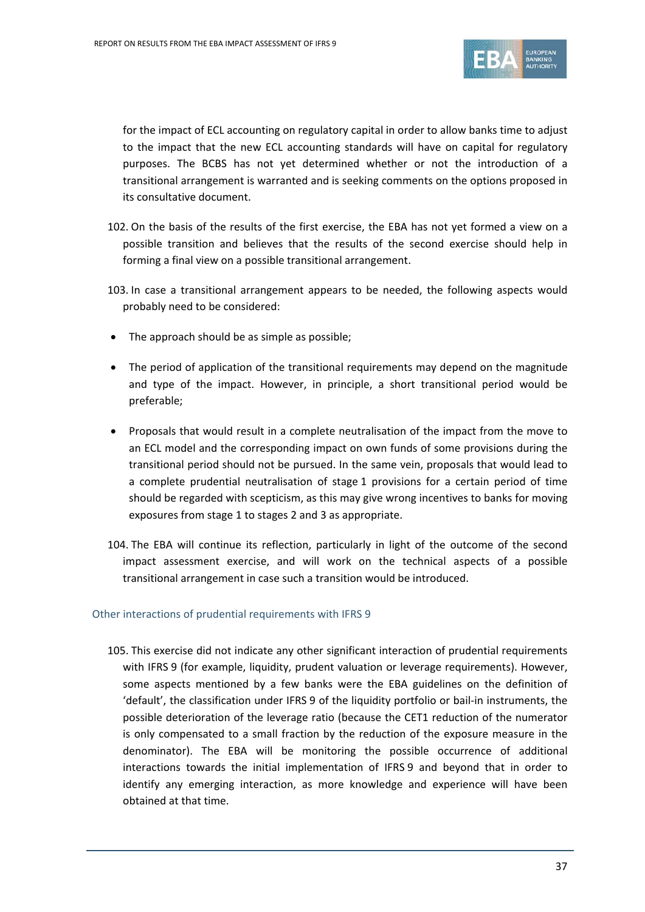for the impact of ECL accounting on regulatory capital in order to allow banks time to adjust to the impact that the new ECL accounting standards will have on capital for regulatory purposes. The BCBS has not yet determined whether or not the introduction of a transitional arrangement is warranted and is seeking comments on the options proposed in its consultative document.

102. On the basis of the results of the first exercise, the EBA has not yet formed a view on a possible transition and believes that the results of the second exercise should help in forming a final view on a possible transitional arrangement.

103. In case a transitional arrangement appears to be needed, the following aspects would probably need to be considered:

- The approach should be as simple as possible;
- The period of application of the transitional requirements may depend on the magnitude and type of the impact. However, in principle, a short transitional period would be preferable;
- Proposals that would result in a complete neutralisation of the impact from the move to an ECL model and the corresponding impact on own funds of some provisions during the transitional period should not be pursued. In the same vein, proposals that would lead to a complete prudential neutralisation of stage 1 provisions for a certain period of time should be regarded with scepticism, as this may give wrong incentives to banks for moving exposures from stage 1 to stages 2 and 3 as appropriate.

104. The EBA will continue its reflection, particularly in light of the outcome of the second impact assessment exercise, and will work on the technical aspects of a possible transitional arrangement in case such a transition would be introduced.

### Other interactions of prudential requirements with IFRS 9

105. This exercise did not indicate any other significant interaction of prudential requirements with IFRS 9 (for example, liquidity, prudent valuation or leverage requirements). However, some aspects mentioned by a few banks were the EBA guidelines on the definition of 'default', the classification under IFRS 9 of the liquidity portfolio or bail-in instruments, the possible deterioration of the leverage ratio (because the CET1 reduction of the numerator is only compensated to a small fraction by the reduction of the exposure measure in the denominator). The EBA will be monitoring the possible occurrence of additional interactions towards the initial implementation of IFRS 9 and beyond that in order to identify any emerging interaction, as more knowledge and experience will have been obtained at that time.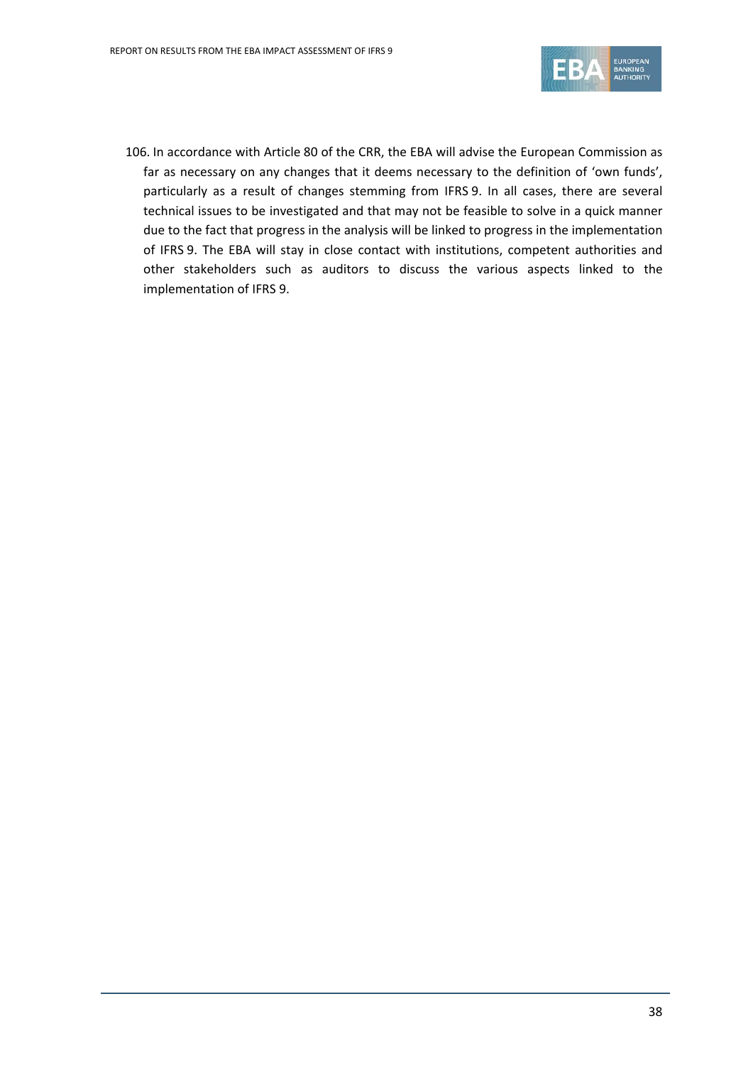106. In accordance with Article 80 of the CRR, the EBA will advise the European Commission as far as necessary on any changes that it deems necessary to the definition of 'own funds', particularly as a result of changes stemming from IFRS 9. In all cases, there are several technical issues to be investigated and that may not be feasible to solve in a quick manner due to the fact that progress in the analysis will be linked to progress in the implementation of IFRS 9. The EBA will stay in close contact with institutions, competent authorities and other stakeholders such as auditors to discuss the various aspects linked to the implementation of IFRS 9.